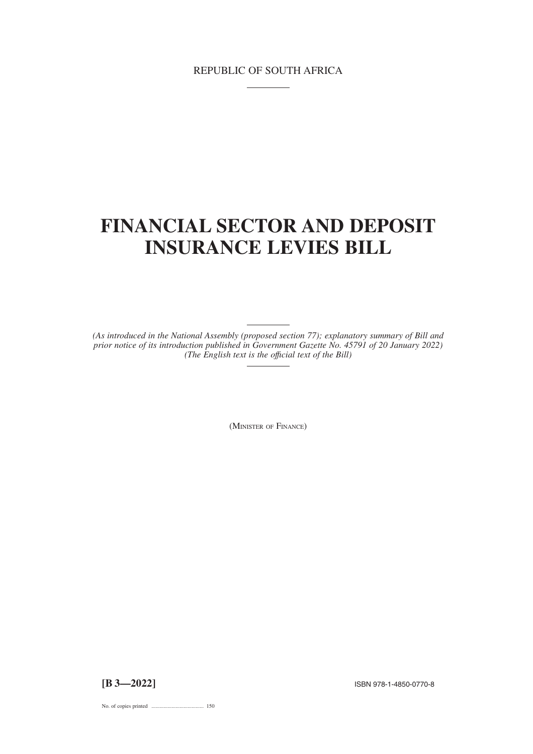REPUBLIC OF SOUTH AFRICA

# FINANCIAL SECTOR AND DEPOSIT INSURANCE LEVIES BILL

*(As introduced in the National Assembly (proposed section 77); explanatory summary of Bill and prior notice of its introduction published in Government Gazette No. 45791 of 20 January 2022)*
*(The English text is the official text of the Bill)*

(MINISTER OF FINANCE)

**[B 3—2022]**

ISBN 978-1-4850-0770-8

No. of copies printed ...................................... 150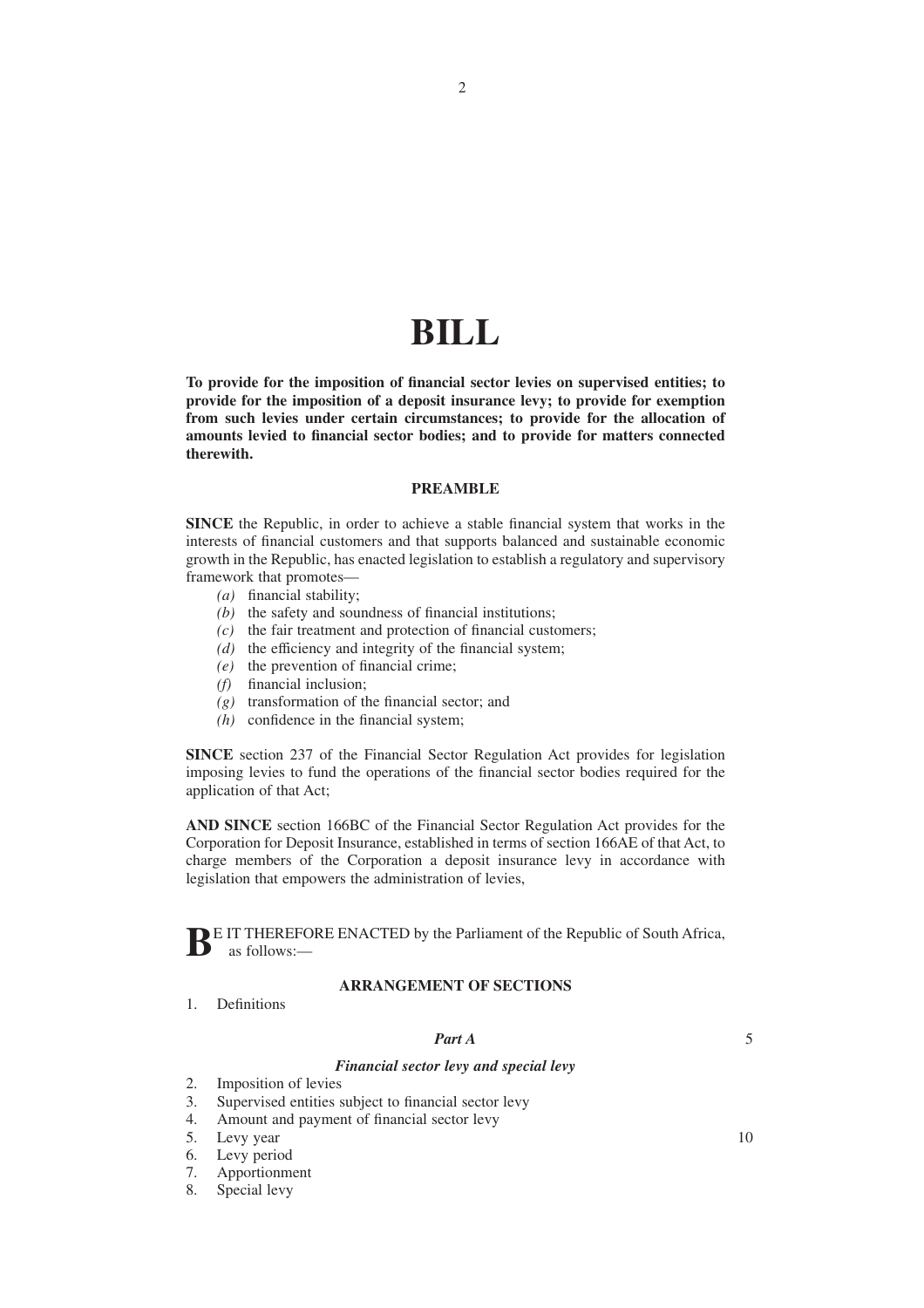# BILL

**To provide for the imposition of financial sector levies on supervised entities; to provide for the imposition of a deposit insurance levy; to provide for exemption from such levies under certain circumstances; to provide for the allocation of amounts levied to financial sector bodies; and to provide for matters connected therewith.**

## PREAMBLE

**SINCE** the Republic, in order to achieve a stable financial system that works in the interests of financial customers and that supports balanced and sustainable economic growth in the Republic, has enacted legislation to establish a regulatory and supervisory framework that promotes—

- *(a)* financial stability;
- *(b)* the safety and soundness of financial institutions;
- *(c)* the fair treatment and protection of financial customers;
- *(d)* the efficiency and integrity of the financial system;
- *(e)* the prevention of financial crime;
- *(f)* financial inclusion;
- *(g)* transformation of the financial sector; and
- *(h)* confidence in the financial system;

**SINCE** section 237 of the Financial Sector Regulation Act provides for legislation imposing levies to fund the operations of the financial sector bodies required for the application of that Act;

**AND SINCE** section 166BC of the Financial Sector Regulation Act provides for the Corporation for Deposit Insurance, established in terms of section 166AE of that Act, to charge members of the Corporation a deposit insurance levy in accordance with legislation that empowers the administration of levies,

**B**E IT THEREFORE ENACTED by the Parliament of the Republic of South Africa, as follows:—

## ARRANGEMENT OF SECTIONS

1. Definitions

### *Part A*

### *Financial sector levy and special levy*

2. Imposition of levies
3. Supervised entities subject to financial sector levy
4. Amount and payment of financial sector levy
5. Levy year
6. Levy period
7. Apportionment
8. Special levy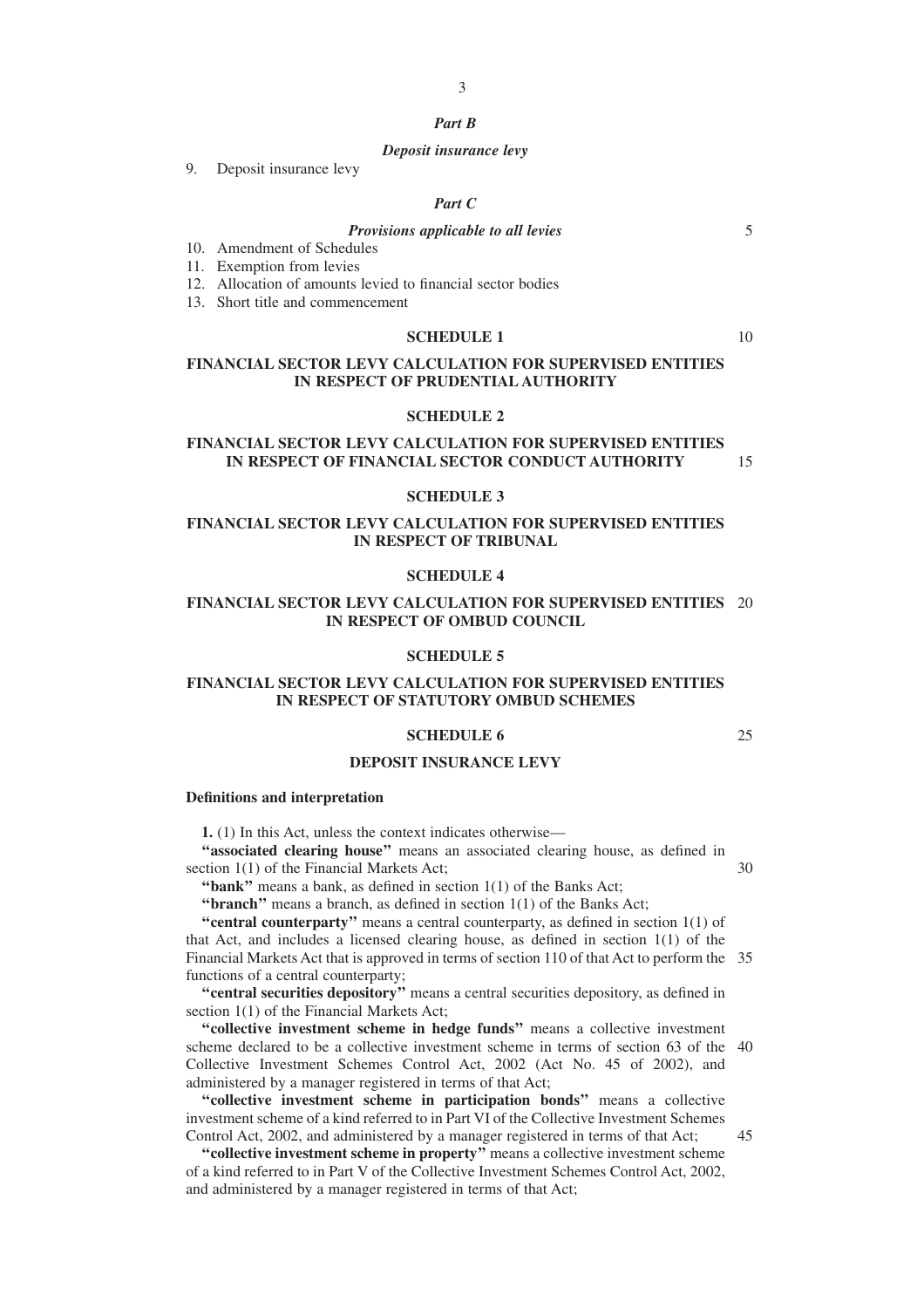*Part B*

*Deposit insurance levy*

9. Deposit insurance levy

*Part C*

*Provisions applicable to all levies*

10. Amendment of Schedules
11. Exemption from levies
12. Allocation of amounts levied to financial sector bodies
13. Short title and commencement

**SCHEDULE 1**

**FINANCIAL SECTOR LEVY CALCULATION FOR SUPERVISED ENTITIES IN RESPECT OF PRUDENTIAL AUTHORITY**

**SCHEDULE 2**

**FINANCIAL SECTOR LEVY CALCULATION FOR SUPERVISED ENTITIES IN RESPECT OF FINANCIAL SECTOR CONDUCT AUTHORITY**

**SCHEDULE 3**

**FINANCIAL SECTOR LEVY CALCULATION FOR SUPERVISED ENTITIES IN RESPECT OF TRIBUNAL**

**SCHEDULE 4**

**FINANCIAL SECTOR LEVY CALCULATION FOR SUPERVISED ENTITIES IN RESPECT OF OMBUD COUNCIL**

**SCHEDULE 5**

**FINANCIAL SECTOR LEVY CALCULATION FOR SUPERVISED ENTITIES IN RESPECT OF STATUTORY OMBUD SCHEMES**

**SCHEDULE 6**

**DEPOSIT INSURANCE LEVY**

**Definitions and interpretation**

**1.** (1) In this Act, unless the context indicates otherwise—

**"associated clearing house"** means an associated clearing house, as defined in section 1(1) of the Financial Markets Act;

**"bank"** means a bank, as defined in section 1(1) of the Banks Act;

**"branch"** means a branch, as defined in section 1(1) of the Banks Act;

**"central counterparty"** means a central counterparty, as defined in section 1(1) of that Act, and includes a licensed clearing house, as defined in section 1(1) of the Financial Markets Act that is approved in terms of section 110 of that Act to perform the functions of a central counterparty;

**"central securities depository"** means a central securities depository, as defined in section 1(1) of the Financial Markets Act;

**"collective investment scheme in hedge funds"** means a collective investment scheme declared to be a collective investment scheme in terms of section 63 of the Collective Investment Schemes Control Act, 2002 (Act No. 45 of 2002), and administered by a manager registered in terms of that Act;

**"collective investment scheme in participation bonds"** means a collective investment scheme of a kind referred to in Part VI of the Collective Investment Schemes Control Act, 2002, and administered by a manager registered in terms of that Act;

**"collective investment scheme in property"** means a collective investment scheme of a kind referred to in Part V of the Collective Investment Schemes Control Act, 2002, and administered by a manager registered in terms of that Act;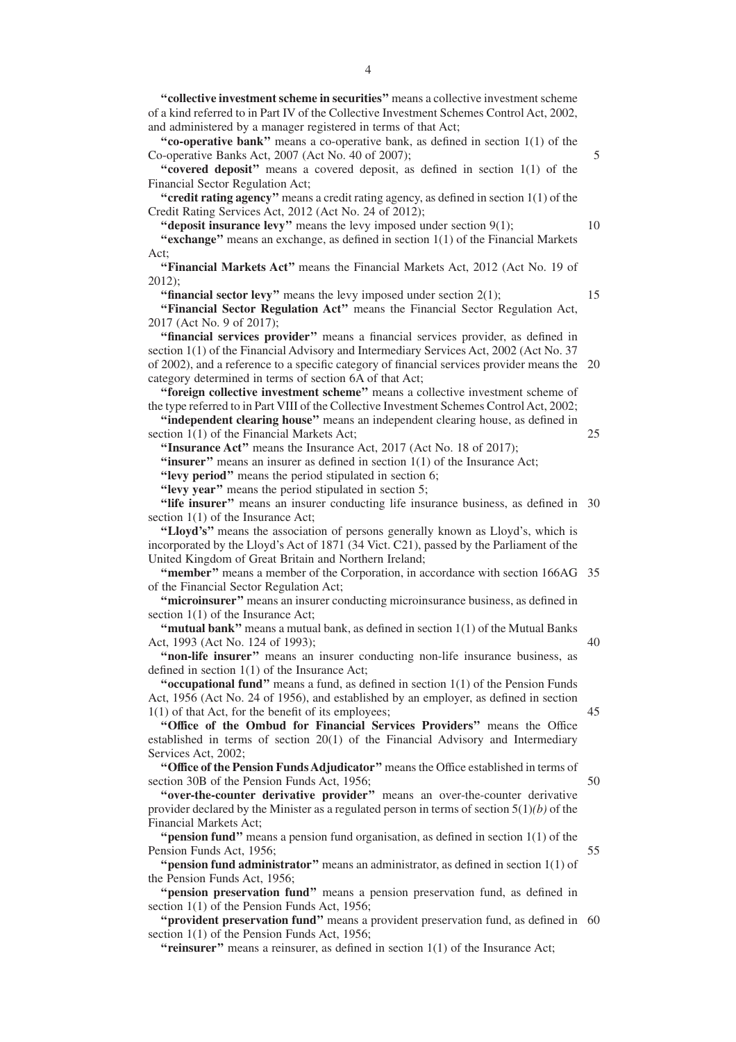**"collective investment scheme in securities"** means a collective investment scheme of a kind referred to in Part IV of the Collective Investment Schemes Control Act, 2002, and administered by a manager registered in terms of that Act;

**"co-operative bank"** means a co-operative bank, as defined in section 1(1) of the Co-operative Banks Act, 2007 (Act No. 40 of 2007);

**"covered deposit"** means a covered deposit, as defined in section 1(1) of the Financial Sector Regulation Act;

**"credit rating agency"** means a credit rating agency, as defined in section 1(1) of the Credit Rating Services Act, 2012 (Act No. 24 of 2012);

**"deposit insurance levy"** means the levy imposed under section 9(1);

**"exchange"** means an exchange, as defined in section 1(1) of the Financial Markets Act;

**"Financial Markets Act"** means the Financial Markets Act, 2012 (Act No. 19 of 2012);

**"financial sector levy"** means the levy imposed under section 2(1);

**"Financial Sector Regulation Act"** means the Financial Sector Regulation Act, 2017 (Act No. 9 of 2017);

**"financial services provider"** means a financial services provider, as defined in section 1(1) of the Financial Advisory and Intermediary Services Act, 2002 (Act No. 37 of 2002), and a reference to a specific category of financial services provider means the category determined in terms of section 6A of that Act;

**"foreign collective investment scheme"** means a collective investment scheme of the type referred to in Part VIII of the Collective Investment Schemes Control Act, 2002;

**"independent clearing house"** means an independent clearing house, as defined in section 1(1) of the Financial Markets Act;

**"Insurance Act"** means the Insurance Act, 2017 (Act No. 18 of 2017);

**"insurer"** means an insurer as defined in section 1(1) of the Insurance Act;

**"levy period"** means the period stipulated in section 6;

**"levy year"** means the period stipulated in section 5;

**"life insurer"** means an insurer conducting life insurance business, as defined in section 1(1) of the Insurance Act;

**"Lloyd's"** means the association of persons generally known as Lloyd's, which is incorporated by the Lloyd's Act of 1871 (34 Vict. C21), passed by the Parliament of the United Kingdom of Great Britain and Northern Ireland;

**"member"** means a member of the Corporation, in accordance with section 166AG of the Financial Sector Regulation Act;

**"microinsurer"** means an insurer conducting microinsurance business, as defined in section 1(1) of the Insurance Act;

**"mutual bank"** means a mutual bank, as defined in section 1(1) of the Mutual Banks Act, 1993 (Act No. 124 of 1993);

**"non-life insurer"** means an insurer conducting non-life insurance business, as defined in section 1(1) of the Insurance Act;

**"occupational fund"** means a fund, as defined in section 1(1) of the Pension Funds Act, 1956 (Act No. 24 of 1956), and established by an employer, as defined in section 1(1) of that Act, for the benefit of its employees;

**"Office of the Ombud for Financial Services Providers"** means the Office established in terms of section 20(1) of the Financial Advisory and Intermediary Services Act, 2002;

**"Office of the Pension Funds Adjudicator"** means the Office established in terms of section 30B of the Pension Funds Act, 1956;

**"over-the-counter derivative provider"** means an over-the-counter derivative provider declared by the Minister as a regulated person in terms of section 5(1)*(b)* of the Financial Markets Act;

**"pension fund"** means a pension fund organisation, as defined in section 1(1) of the Pension Funds Act, 1956;

**"pension fund administrator"** means an administrator, as defined in section 1(1) of the Pension Funds Act, 1956;

**"pension preservation fund"** means a pension preservation fund, as defined in section 1(1) of the Pension Funds Act, 1956;

**"provident preservation fund"** means a provident preservation fund, as defined in section 1(1) of the Pension Funds Act, 1956;

**"reinsurer"** means a reinsurer, as defined in section 1(1) of the Insurance Act;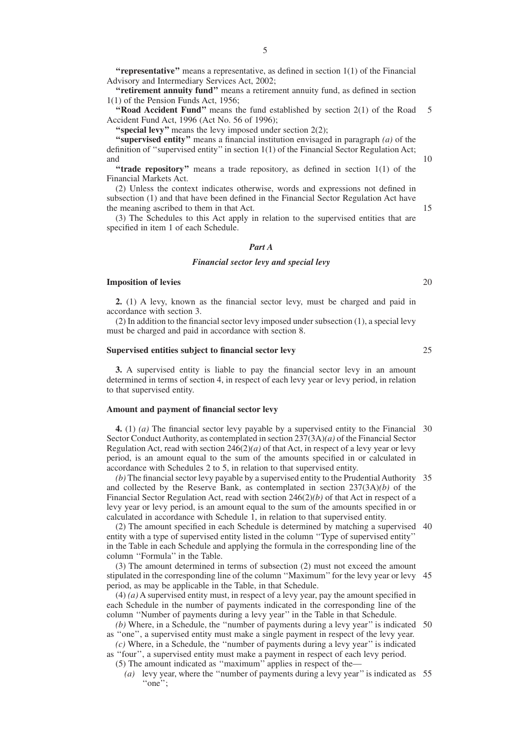**"representative"** means a representative, as defined in section 1(1) of the Financial Advisory and Intermediary Services Act, 2002;

**"retirement annuity fund"** means a retirement annuity fund, as defined in section 1(1) of the Pension Funds Act, 1956;

**"Road Accident Fund"** means the fund established by section 2(1) of the Road Accident Fund Act, 1996 (Act No. 56 of 1996);

**"special levy"** means the levy imposed under section 2(2);

**"supervised entity"** means a financial institution envisaged in paragraph *(a)* of the definition of ''supervised entity'' in section 1(1) of the Financial Sector Regulation Act; and

**"trade repository"** means a trade repository, as defined in section 1(1) of the Financial Markets Act.

(2) Unless the context indicates otherwise, words and expressions not defined in subsection (1) and that have been defined in the Financial Sector Regulation Act have the meaning ascribed to them in that Act.

(3) The Schedules to this Act apply in relation to the supervised entities that are specified in item 1 of each Schedule.

## *Part A*

### *Financial sector levy and special levy*

**Imposition of levies**

**2.** (1) A levy, known as the financial sector levy, must be charged and paid in accordance with section 3.

(2) In addition to the financial sector levy imposed under subsection (1), a special levy must be charged and paid in accordance with section 8.

**Supervised entities subject to financial sector levy**

**3.** A supervised entity is liable to pay the financial sector levy in an amount determined in terms of section 4, in respect of each levy year or levy period, in relation to that supervised entity.

**Amount and payment of financial sector levy**

**4.** (1) *(a)* The financial sector levy payable by a supervised entity to the Financial Sector Conduct Authority, as contemplated in section 237(3A)*(a)* of the Financial Sector Regulation Act, read with section 246(2)*(a)* of that Act, in respect of a levy year or levy period, is an amount equal to the sum of the amounts specified in or calculated in accordance with Schedules 2 to 5, in relation to that supervised entity.

*(b)* The financial sector levy payable by a supervised entity to the Prudential Authority and collected by the Reserve Bank, as contemplated in section 237(3A)*(b)* of the Financial Sector Regulation Act, read with section 246(2)*(b)* of that Act in respect of a levy year or levy period, is an amount equal to the sum of the amounts specified in or calculated in accordance with Schedule 1, in relation to that supervised entity.

(2) The amount specified in each Schedule is determined by matching a supervised entity with a type of supervised entity listed in the column ''Type of supervised entity'' in the Table in each Schedule and applying the formula in the corresponding line of the column ''Formula'' in the Table.

(3) The amount determined in terms of subsection (2) must not exceed the amount stipulated in the corresponding line of the column ''Maximum'' for the levy year or levy period, as may be applicable in the Table, in that Schedule.

(4) *(a)* A supervised entity must, in respect of a levy year, pay the amount specified in each Schedule in the number of payments indicated in the corresponding line of the column ''Number of payments during a levy year'' in the Table in that Schedule.

*(b)* Where, in a Schedule, the ''number of payments during a levy year'' is indicated as ''one'', a supervised entity must make a single payment in respect of the levy year.

*(c)* Where, in a Schedule, the ''number of payments during a levy year'' is indicated as ''four'', a supervised entity must make a payment in respect of each levy period.

(5) The amount indicated as ''maximum'' applies in respect of the—

*(a)* levy year, where the ''number of payments during a levy year'' is indicated as ''one'';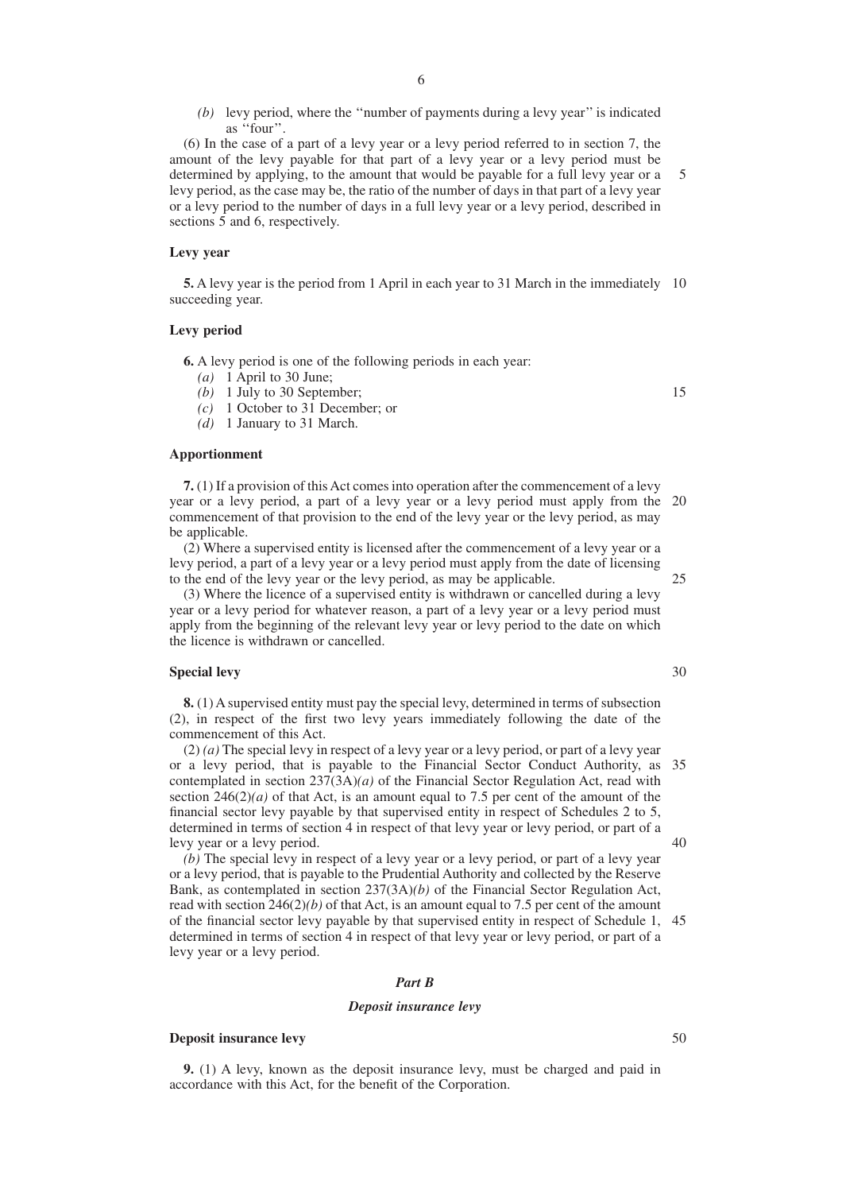*(b)* levy period, where the ''number of payments during a levy year'' is indicated as ''four''.

(6) In the case of a part of a levy year or a levy period referred to in section 7, the amount of the levy payable for that part of a levy year or a levy period must be determined by applying, to the amount that would be payable for a full levy year or a levy period, as the case may be, the ratio of the number of days in that part of a levy year or a levy period to the number of days in a full levy year or a levy period, described in sections 5 and 6, respectively.

**Levy year**

**5.** A levy year is the period from 1 April in each year to 31 March in the immediately succeeding year.

**Levy period**

**6.** A levy period is one of the following periods in each year:

*(a)* 1 April to 30 June;
*(b)* 1 July to 30 September;
*(c)* 1 October to 31 December; or
*(d)* 1 January to 31 March.

**Apportionment**

**7.** (1) If a provision of this Act comes into operation after the commencement of a levy year or a levy period, a part of a levy year or a levy period must apply from the commencement of that provision to the end of the levy year or the levy period, as may be applicable.

(2) Where a supervised entity is licensed after the commencement of a levy year or a levy period, a part of a levy year or a levy period must apply from the date of licensing to the end of the levy year or the levy period, as may be applicable.

(3) Where the licence of a supervised entity is withdrawn or cancelled during a levy year or a levy period for whatever reason, a part of a levy year or a levy period must apply from the beginning of the relevant levy year or levy period to the date on which the licence is withdrawn or cancelled.

**Special levy**

**8.** (1) A supervised entity must pay the special levy, determined in terms of subsection (2), in respect of the first two levy years immediately following the date of the commencement of this Act.

(2) *(a)* The special levy in respect of a levy year or a levy period, or part of a levy year or a levy period, that is payable to the Financial Sector Conduct Authority, as contemplated in section 237(3A)*(a)* of the Financial Sector Regulation Act, read with section 246(2)*(a)* of that Act, is an amount equal to 7.5 per cent of the amount of the financial sector levy payable by that supervised entity in respect of Schedules 2 to 5, determined in terms of section 4 in respect of that levy year or levy period, or part of a levy year or a levy period.

*(b)* The special levy in respect of a levy year or a levy period, or part of a levy year or a levy period, that is payable to the Prudential Authority and collected by the Reserve Bank, as contemplated in section 237(3A)*(b)* of the Financial Sector Regulation Act, read with section 246(2)*(b)* of that Act, is an amount equal to 7.5 per cent of the amount of the financial sector levy payable by that supervised entity in respect of Schedule 1, determined in terms of section 4 in respect of that levy year or levy period, or part of a levy year or a levy period.

***Part B***

***Deposit insurance levy***

**Deposit insurance levy**

**9.** (1) A levy, known as the deposit insurance levy, must be charged and paid in accordance with this Act, for the benefit of the Corporation.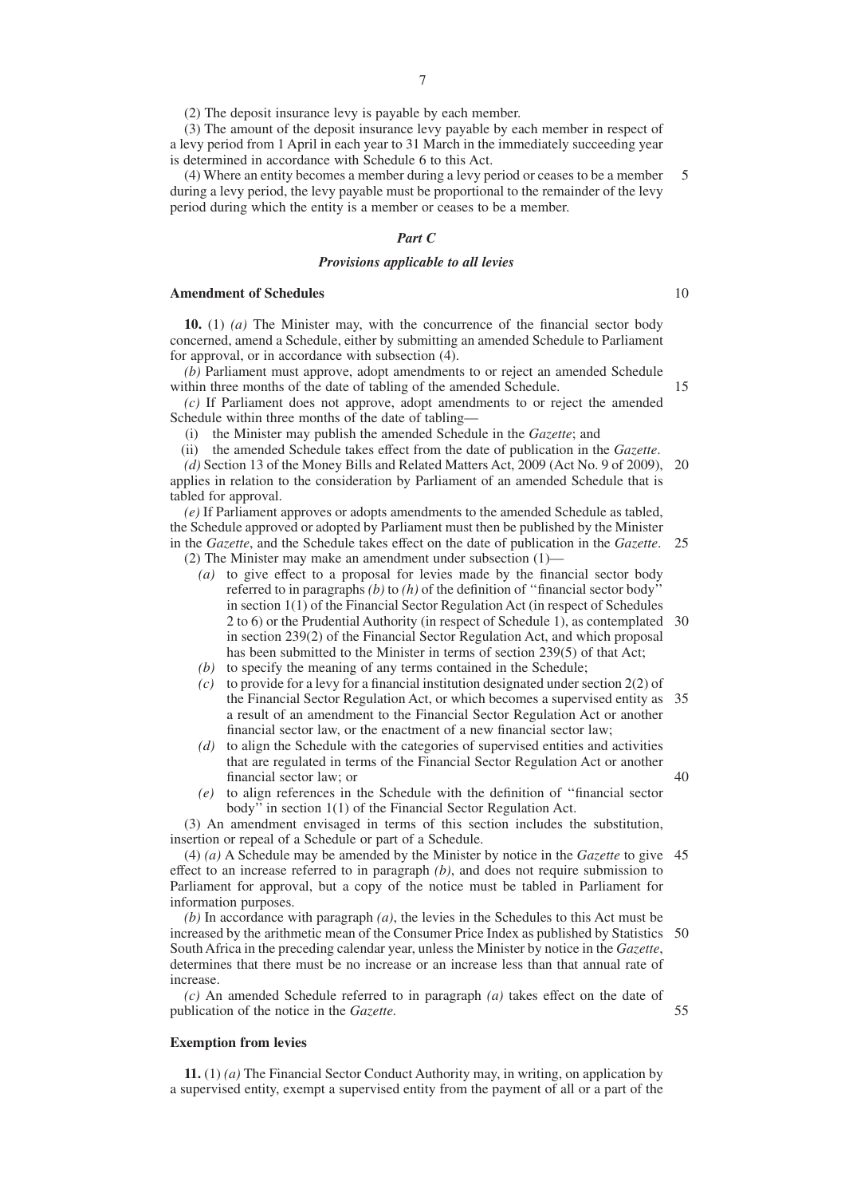(2) The deposit insurance levy is payable by each member.

(3) The amount of the deposit insurance levy payable by each member in respect of a levy period from 1 April in each year to 31 March in the immediately succeeding year is determined in accordance with Schedule 6 to this Act.

(4) Where an entity becomes a member during a levy period or ceases to be a member during a levy period, the levy payable must be proportional to the remainder of the levy period during which the entity is a member or ceases to be a member.

### *Part C*

### *Provisions applicable to all levies*

**Amendment of Schedules**

**10.** (1) *(a)* The Minister may, with the concurrence of the financial sector body concerned, amend a Schedule, either by submitting an amended Schedule to Parliament for approval, or in accordance with subsection (4).

*(b)* Parliament must approve, adopt amendments to or reject an amended Schedule within three months of the date of tabling of the amended Schedule.

*(c)* If Parliament does not approve, adopt amendments to or reject the amended Schedule within three months of the date of tabling—

(i) the Minister may publish the amended Schedule in the *Gazette*; and

(ii) the amended Schedule takes effect from the date of publication in the *Gazette*.

*(d)* Section 13 of the Money Bills and Related Matters Act, 2009 (Act No. 9 of 2009), applies in relation to the consideration by Parliament of an amended Schedule that is tabled for approval.

*(e)* If Parliament approves or adopts amendments to the amended Schedule as tabled, the Schedule approved or adopted by Parliament must then be published by the Minister in the *Gazette*, and the Schedule takes effect on the date of publication in the *Gazette*.

(2) The Minister may make an amendment under subsection (1)—

*(a)* to give effect to a proposal for levies made by the financial sector body referred to in paragraphs *(b)* to *(h)* of the definition of ''financial sector body'' in section 1(1) of the Financial Sector Regulation Act (in respect of Schedules 2 to 6) or the Prudential Authority (in respect of Schedule 1), as contemplated in section 239(2) of the Financial Sector Regulation Act, and which proposal has been submitted to the Minister in terms of section 239(5) of that Act;

*(b)* to specify the meaning of any terms contained in the Schedule;

*(c)* to provide for a levy for a financial institution designated under section 2(2) of the Financial Sector Regulation Act, or which becomes a supervised entity as a result of an amendment to the Financial Sector Regulation Act or another financial sector law, or the enactment of a new financial sector law;

*(d)* to align the Schedule with the categories of supervised entities and activities that are regulated in terms of the Financial Sector Regulation Act or another financial sector law; or

*(e)* to align references in the Schedule with the definition of ''financial sector body'' in section 1(1) of the Financial Sector Regulation Act.

(3) An amendment envisaged in terms of this section includes the substitution, insertion or repeal of a Schedule or part of a Schedule.

(4) *(a)* A Schedule may be amended by the Minister by notice in the *Gazette* to give effect to an increase referred to in paragraph *(b)*, and does not require submission to Parliament for approval, but a copy of the notice must be tabled in Parliament for information purposes.

*(b)* In accordance with paragraph *(a)*, the levies in the Schedules to this Act must be increased by the arithmetic mean of the Consumer Price Index as published by Statistics South Africa in the preceding calendar year, unless the Minister by notice in the *Gazette*, determines that there must be no increase or an increase less than that annual rate of increase.

*(c)* An amended Schedule referred to in paragraph *(a)* takes effect on the date of publication of the notice in the *Gazette.*

**Exemption from levies**

**11.** (1) *(a)* The Financial Sector Conduct Authority may, in writing, on application by a supervised entity, exempt a supervised entity from the payment of all or a part of the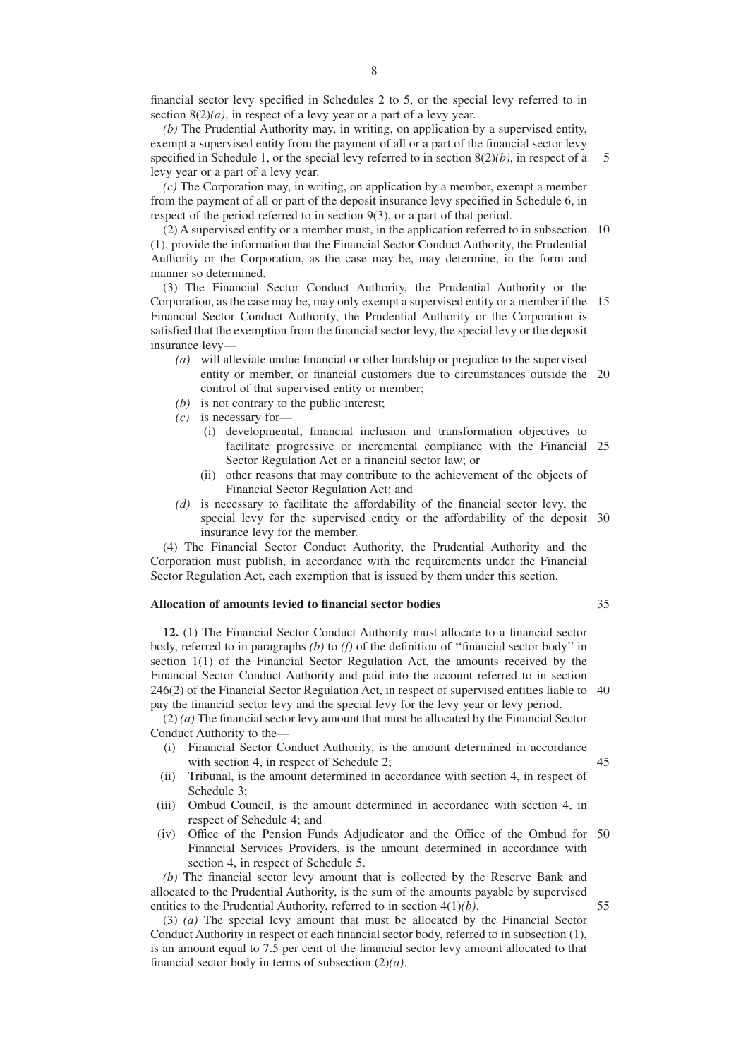financial sector levy specified in Schedules 2 to 5, or the special levy referred to in section 8(2)*(a)*, in respect of a levy year or a part of a levy year.

*(b)* The Prudential Authority may, in writing, on application by a supervised entity, exempt a supervised entity from the payment of all or a part of the financial sector levy specified in Schedule 1, or the special levy referred to in section 8(2)*(b)*, in respect of a levy year or a part of a levy year.

*(c)* The Corporation may, in writing, on application by a member, exempt a member from the payment of all or part of the deposit insurance levy specified in Schedule 6, in respect of the period referred to in section 9(3), or a part of that period.

(2) A supervised entity or a member must, in the application referred to in subsection (1), provide the information that the Financial Sector Conduct Authority, the Prudential Authority or the Corporation, as the case may be, may determine, in the form and manner so determined.

(3) The Financial Sector Conduct Authority, the Prudential Authority or the Corporation, as the case may be, may only exempt a supervised entity or a member if the Financial Sector Conduct Authority, the Prudential Authority or the Corporation is satisfied that the exemption from the financial sector levy, the special levy or the deposit insurance levy—

- *(a)* will alleviate undue financial or other hardship or prejudice to the supervised entity or member, or financial customers due to circumstances outside the control of that supervised entity or member;
- *(b)* is not contrary to the public interest;
- *(c)* is necessary for—
  - (i) developmental, financial inclusion and transformation objectives to facilitate progressive or incremental compliance with the Financial Sector Regulation Act or a financial sector law; or
  - (ii) other reasons that may contribute to the achievement of the objects of Financial Sector Regulation Act; and
- *(d)* is necessary to facilitate the affordability of the financial sector levy, the special levy for the supervised entity or the affordability of the deposit insurance levy for the member.

(4) The Financial Sector Conduct Authority, the Prudential Authority and the Corporation must publish, in accordance with the requirements under the Financial Sector Regulation Act, each exemption that is issued by them under this section.

**Allocation of amounts levied to financial sector bodies**

**12.** (1) The Financial Sector Conduct Authority must allocate to a financial sector body, referred to in paragraphs *(b)* to *(f)* of the definition of ''financial sector body'' in section 1(1) of the Financial Sector Regulation Act, the amounts received by the Financial Sector Conduct Authority and paid into the account referred to in section 246(2) of the Financial Sector Regulation Act, in respect of supervised entities liable to pay the financial sector levy and the special levy for the levy year or levy period.

(2) *(a)* The financial sector levy amount that must be allocated by the Financial Sector Conduct Authority to the—

- (i) Financial Sector Conduct Authority, is the amount determined in accordance with section 4, in respect of Schedule 2;
- (ii) Tribunal, is the amount determined in accordance with section 4, in respect of Schedule 3;
- (iii) Ombud Council, is the amount determined in accordance with section 4, in respect of Schedule 4; and
- (iv) Office of the Pension Funds Adjudicator and the Office of the Ombud for Financial Services Providers, is the amount determined in accordance with section 4, in respect of Schedule 5.

*(b)* The financial sector levy amount that is collected by the Reserve Bank and allocated to the Prudential Authority, is the sum of the amounts payable by supervised entities to the Prudential Authority, referred to in section 4(1)*(b)*.

(3) *(a)* The special levy amount that must be allocated by the Financial Sector Conduct Authority in respect of each financial sector body, referred to in subsection (1), is an amount equal to 7.5 per cent of the financial sector levy amount allocated to that financial sector body in terms of subsection (2)*(a)*.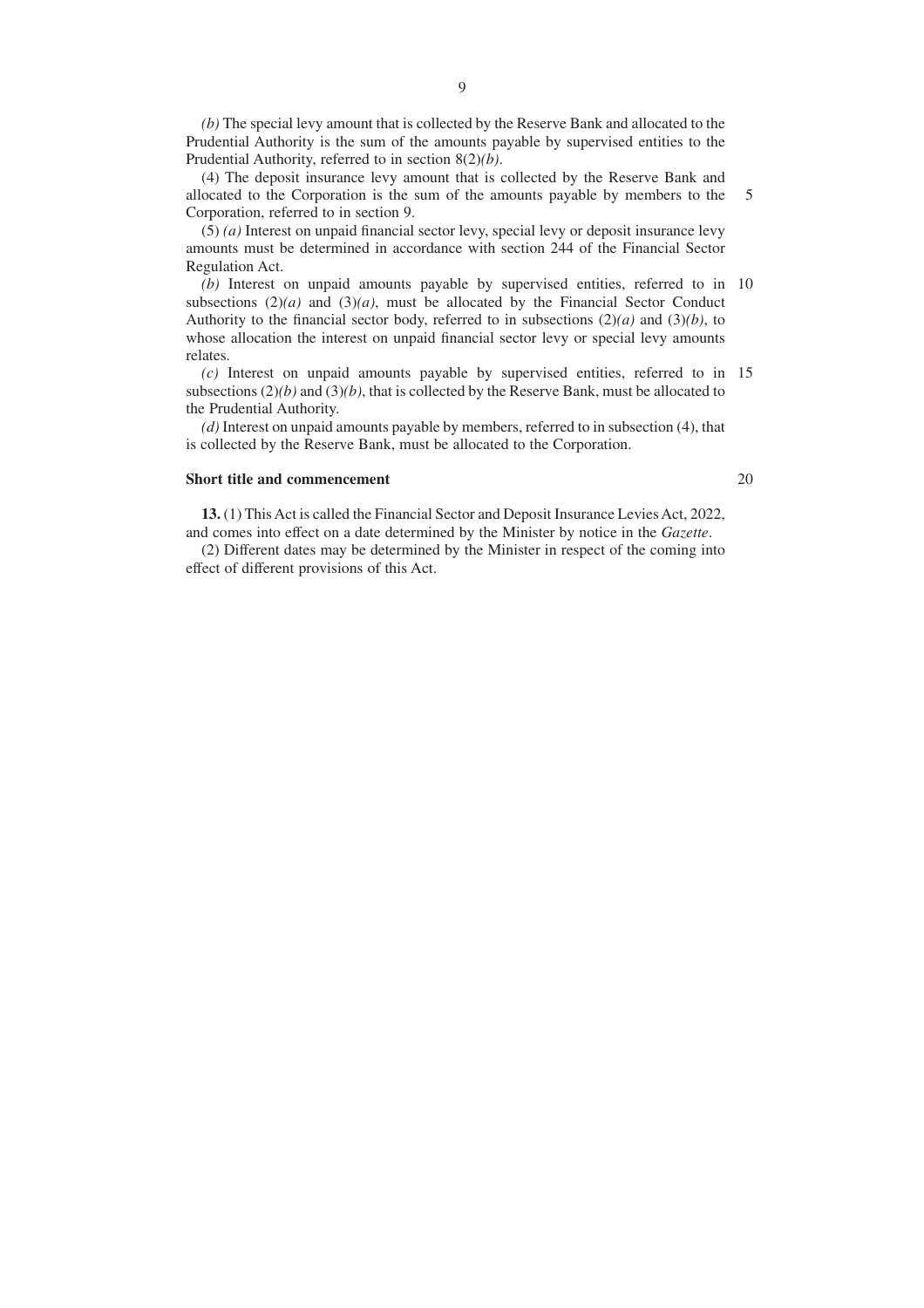*(b)* The special levy amount that is collected by the Reserve Bank and allocated to the Prudential Authority is the sum of the amounts payable by supervised entities to the Prudential Authority, referred to in section 8(2)*(b)*.

(4) The deposit insurance levy amount that is collected by the Reserve Bank and allocated to the Corporation is the sum of the amounts payable by members to the Corporation, referred to in section 9.

(5) *(a)* Interest on unpaid financial sector levy, special levy or deposit insurance levy amounts must be determined in accordance with section 244 of the Financial Sector Regulation Act.

*(b)* Interest on unpaid amounts payable by supervised entities, referred to in subsections (2)*(a)* and (3)*(a)*, must be allocated by the Financial Sector Conduct Authority to the financial sector body, referred to in subsections (2)*(a)* and (3)*(b)*, to whose allocation the interest on unpaid financial sector levy or special levy amounts relates.

*(c)* Interest on unpaid amounts payable by supervised entities, referred to in subsections (2)*(b)* and (3)*(b)*, that is collected by the Reserve Bank, must be allocated to the Prudential Authority.

*(d)* Interest on unpaid amounts payable by members, referred to in subsection (4), that is collected by the Reserve Bank, must be allocated to the Corporation.

**Short title and commencement**

**13.** (1) This Act is called the Financial Sector and Deposit Insurance Levies Act, 2022, and comes into effect on a date determined by the Minister by notice in the *Gazette*.

(2) Different dates may be determined by the Minister in respect of the coming into effect of different provisions of this Act.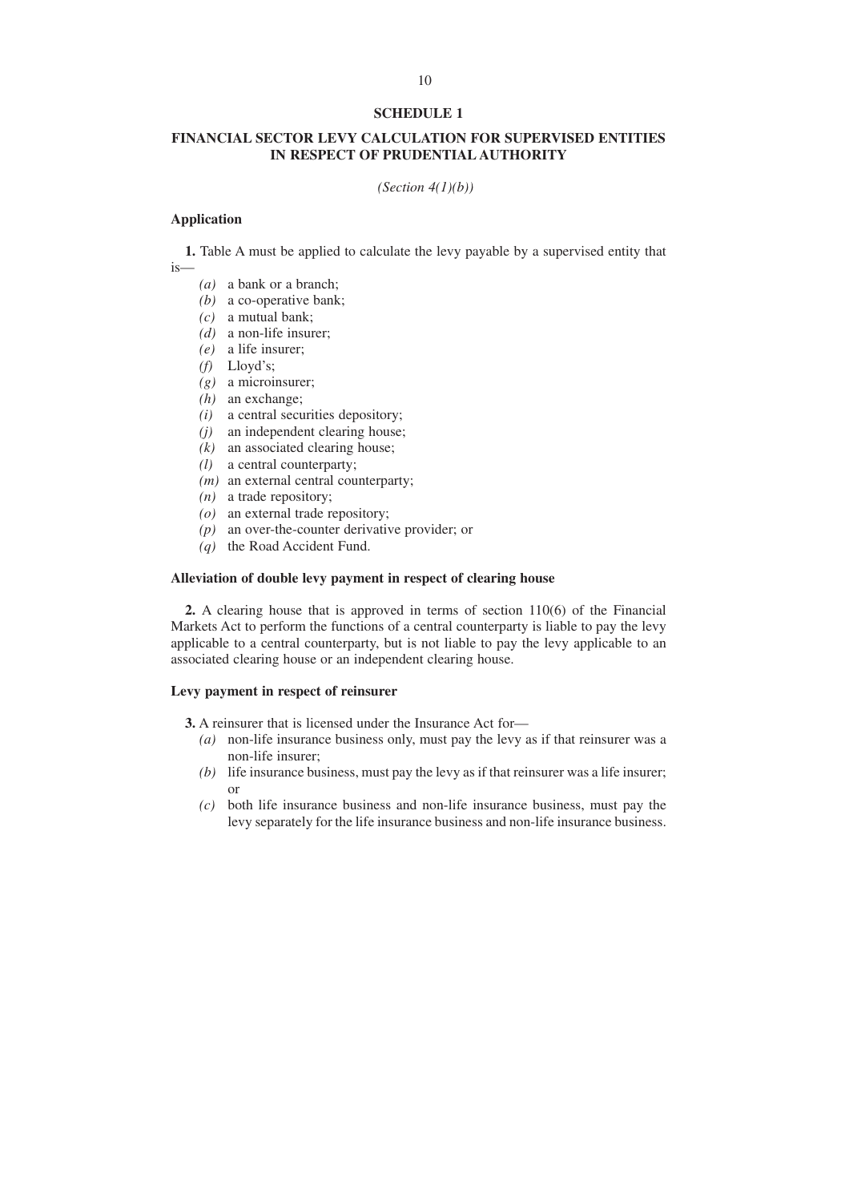## SCHEDULE 1

## FINANCIAL SECTOR LEVY CALCULATION FOR SUPERVISED ENTITIES IN RESPECT OF PRUDENTIAL AUTHORITY

*(Section 4(1)(b))*

### Application

**1.** Table A must be applied to calculate the levy payable by a supervised entity that is—

- *(a)* a bank or a branch;
- *(b)* a co-operative bank;
- *(c)* a mutual bank;
- *(d)* a non-life insurer;
- *(e)* a life insurer;
- *(f)* Lloyd's;
- *(g)* a microinsurer;
- *(h)* an exchange;
- *(i)* a central securities depository;
- *(j)* an independent clearing house;
- *(k)* an associated clearing house;
- *(l)* a central counterparty;
- *(m)* an external central counterparty;
- *(n)* a trade repository;
- *(o)* an external trade repository;
- *(p)* an over-the-counter derivative provider; or
- *(q)* the Road Accident Fund.

### Alleviation of double levy payment in respect of clearing house

**2.** A clearing house that is approved in terms of section 110(6) of the Financial Markets Act to perform the functions of a central counterparty is liable to pay the levy applicable to a central counterparty, but is not liable to pay the levy applicable to an associated clearing house or an independent clearing house.

### Levy payment in respect of reinsurer

**3.** A reinsurer that is licensed under the Insurance Act for—

- *(a)* non-life insurance business only, must pay the levy as if that reinsurer was a non-life insurer;
- *(b)* life insurance business, must pay the levy as if that reinsurer was a life insurer; or
- *(c)* both life insurance business and non-life insurance business, must pay the levy separately for the life insurance business and non-life insurance business.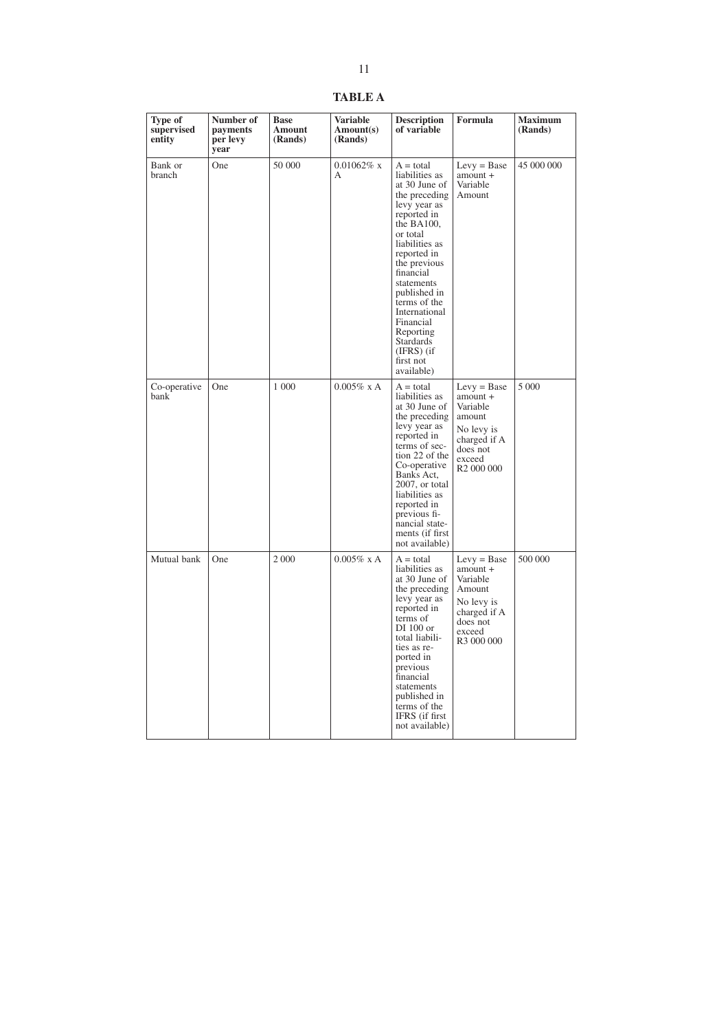**TABLE A**

| Type of supervised entity | Number of payments per levy year | Base Amount (Rands) | Variable Amount(s) (Rands) | Description of variable | Formula | Maximum (Rands) |
|---|---|---|---|---|---|---|
| Bank or branch | One | 50 000 | 0.01062% x A | A = total liabilities as at 30 June of the preceding levy year as reported in the BA100, or total liabilities as reported in the previous financial statements published in terms of the International Financial Reporting Stardards (IFRS) (if first not available) | Levy = Base amount + Variable Amount | 45 000 000 |
| Co-operative bank | One | 1 000 | 0.005% x A | A = total liabilities as at 30 June of the preceding levy year as reported in terms of section 22 of the Co-operative Banks Act, 2007, or total liabilities as reported in previous financial statements (if first not available) | Levy = Base amount + Variable amount No levy is charged if A does not exceed R2 000 000 | 5 000 |
| Mutual bank | One | 2 000 | 0.005% x A | A = total liabilities as at 30 June of the preceding levy year as reported in terms of DI 100 or total liabilities as reported in previous financial statements published in terms of the IFRS (if first not available) | Levy = Base amount + Variable Amount No levy is charged if A does not exceed R3 000 000 | 500 000 |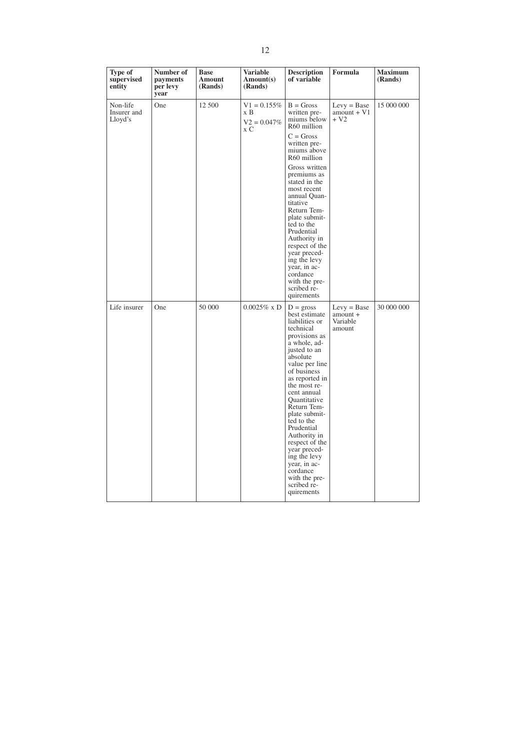| Type of supervised entity | Number of payments per levy year | Base Amount (Rands) | Variable Amount(s) (Rands) | Description of variable | Formula | Maximum (Rands) |
|---|---|---|---|---|---|---|
| Non-life Insurer and Lloyd's | One | 12 500 | V1 = 0.155% x B<br>V2 = 0.047% x C | B = Gross written premiums below R60 million<br>C = Gross written premiums above R60 million<br>Gross written premiums as stated in the most recent annual Quantitative Return Template submitted to the Prudential Authority in respect of the year preceding the levy year, in accordance with the prescribed requirements | Levy = Base amount + V1 + V2 | 15 000 000 |
| Life insurer | One | 50 000 | 0.0025% x D | D = gross best estimate liabilities or technical provisions as a whole, adjusted to an absolute value per line of business as reported in the most recent annual Quantitative Return Template submitted to the Prudential Authority in respect of the year preceding the levy year, in accordance with the prescribed requirements | Levy = Base amount + Variable amount | 30 000 000 |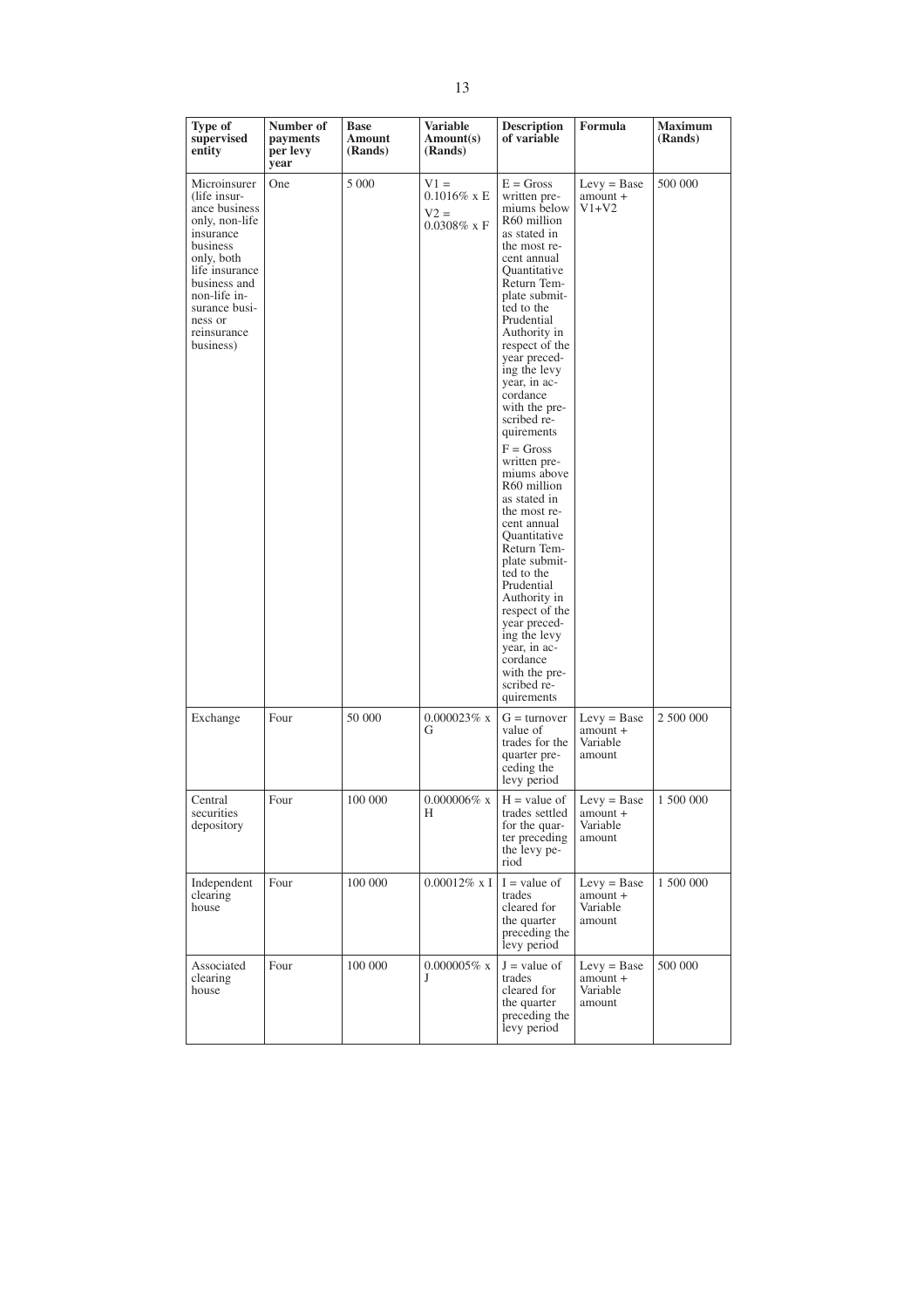| Type of supervised entity | Number of payments per levy year | Base Amount (Rands) | Variable Amount(s) (Rands) | Description of variable | Formula | Maximum (Rands) |
|---|---|---|---|---|---|---|
| Microinsurer (life insurance business only, non-life insurance business only, both life insurance business and non-life insurance business or reinsurance business) | One | 5 000 | V1 = 0.1016% x E<br>V2 = 0.0308% x F | E = Gross written premiums below R60 million as stated in the most recent annual Quantitative Return Template submitted to the Prudential Authority in respect of the year preceding the levy year, in accordance with the prescribed requirements<br>F = Gross written premiums above R60 million as stated in the most recent annual Quantitative Return Template submitted to the Prudential Authority in respect of the year preceding the levy year, in accordance with the prescribed requirements | Levy = Base amount + V1+V2 | 500 000 |
| Exchange | Four | 50 000 | 0.000023% x G | G = turnover value of trades for the quarter preceding the levy period | Levy = Base amount + Variable amount | 2 500 000 |
| Central securities depository | Four | 100 000 | 0.000006% x H | H = value of trades settled for the quarter preceding the levy period | Levy = Base amount + Variable amount | 1 500 000 |
| Independent clearing house | Four | 100 000 | 0.00012% x I | I = value of trades cleared for the quarter preceding the levy period | Levy = Base amount + Variable amount | 1 500 000 |
| Associated clearing house | Four | 100 000 | 0.000005% x J | J = value of trades cleared for the quarter preceding the levy period | Levy = Base amount + Variable amount | 500 000 |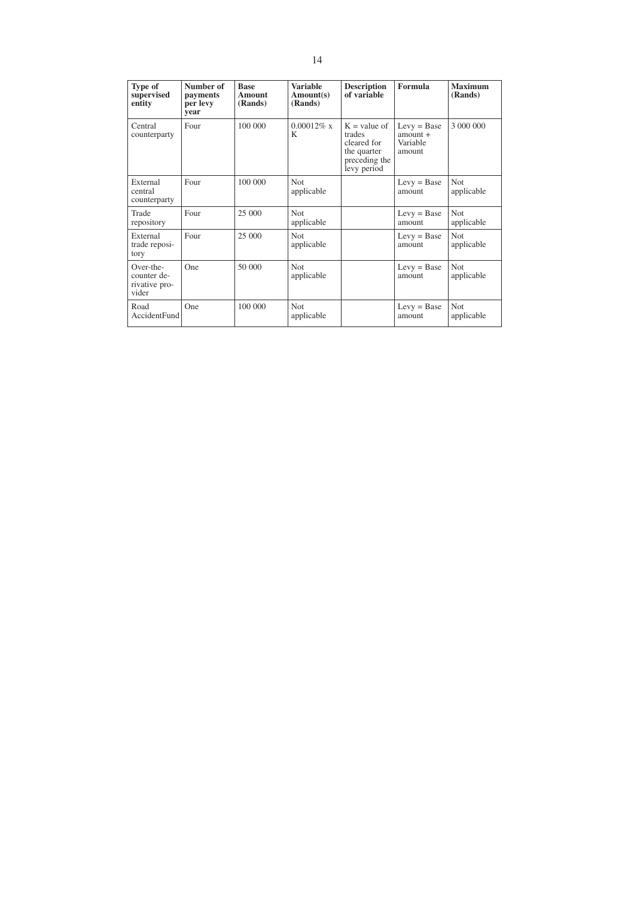| Type of supervised entity | Number of payments per levy year | Base Amount (Rands) | Variable Amount(s) (Rands) | Description of variable | Formula | Maximum (Rands) |
|---|---|---|---|---|---|---|
| Central counterparty | Four | 100 000 | 0.00012% x K | K = value of trades cleared for the quarter preceding the levy period | Levy = Base amount + Variable amount | 3 000 000 |
| External central counterparty | Four | 100 000 | Not applicable | | Levy = Base amount | Not applicable |
| Trade repository | Four | 25 000 | Not applicable | | Levy = Base amount | Not applicable |
| External trade repository | Four | 25 000 | Not applicable | | Levy = Base amount | Not applicable |
| Over-the-counter derivative provider | One | 50 000 | Not applicable | | Levy = Base amount | Not applicable |
| Road AccidentFund | One | 100 000 | Not applicable | | Levy = Base amount | Not applicable |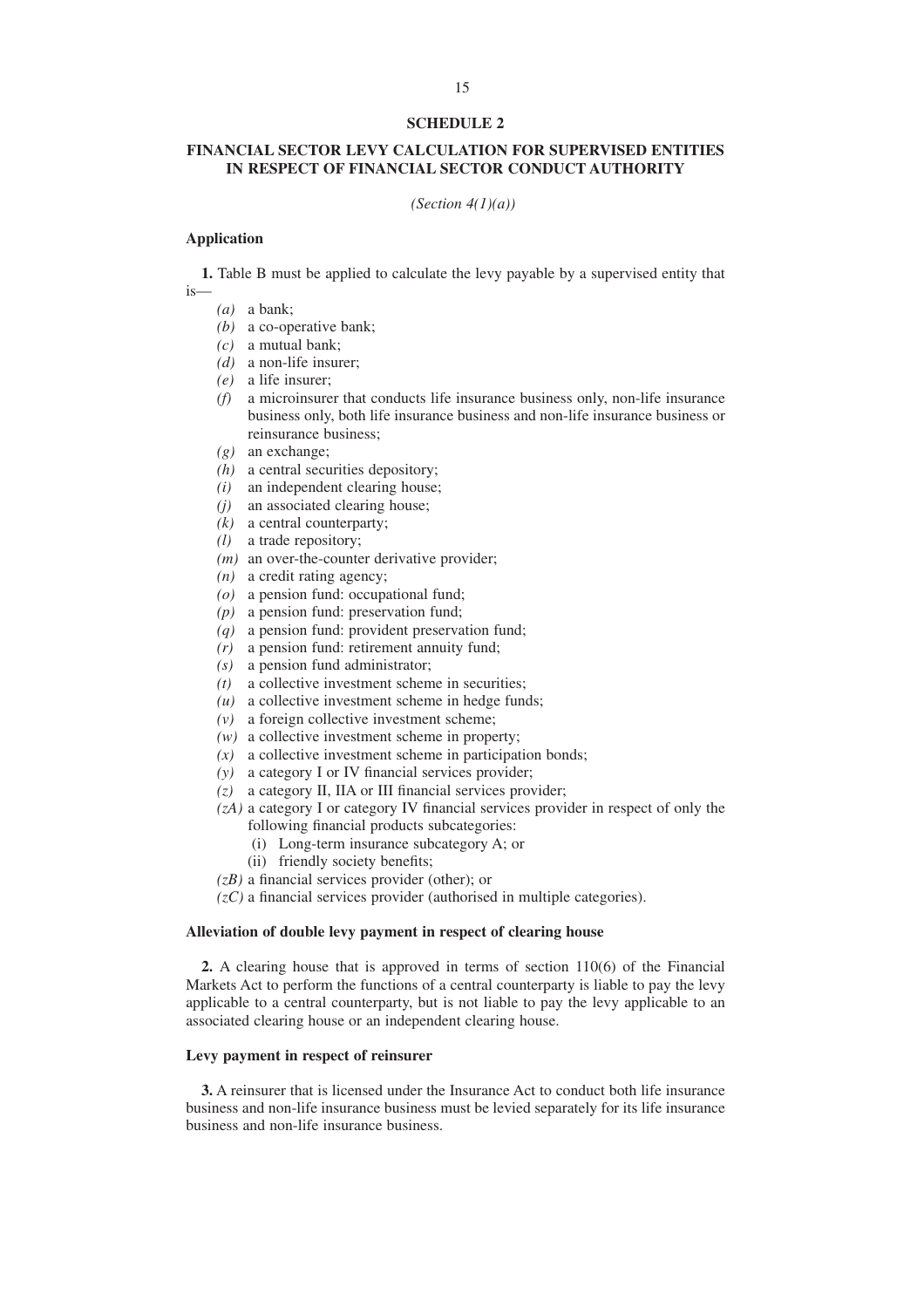# SCHEDULE 2

## FINANCIAL SECTOR LEVY CALCULATION FOR SUPERVISED ENTITIES IN RESPECT OF FINANCIAL SECTOR CONDUCT AUTHORITY

*(Section 4(1)(a))*

### Application

**1.** Table B must be applied to calculate the levy payable by a supervised entity that is—

- *(a)* a bank;
- *(b)* a co-operative bank;
- *(c)* a mutual bank;
- *(d)* a non-life insurer;
- *(e)* a life insurer;
- *(f)* a microinsurer that conducts life insurance business only, non-life insurance business only, both life insurance business and non-life insurance business or reinsurance business;
- *(g)* an exchange;
- *(h)* a central securities depository;
- *(i)* an independent clearing house;
- *(j)* an associated clearing house;
- *(k)* a central counterparty;
- *(l)* a trade repository;
- *(m)* an over-the-counter derivative provider;
- *(n)* a credit rating agency;
- *(o)* a pension fund: occupational fund;
- *(p)* a pension fund: preservation fund;
- *(q)* a pension fund: provident preservation fund;
- *(r)* a pension fund: retirement annuity fund;
- *(s)* a pension fund administrator;
- *(t)* a collective investment scheme in securities;
- *(u)* a collective investment scheme in hedge funds;
- *(v)* a foreign collective investment scheme;
- *(w)* a collective investment scheme in property;
- *(x)* a collective investment scheme in participation bonds;
- *(y)* a category I or IV financial services provider;
- *(z)* a category II, IIA or III financial services provider;
- *(zA)* a category I or category IV financial services provider in respect of only the following financial products subcategories:
  - (i) Long-term insurance subcategory A; or
  - (ii) friendly society benefits;
- *(zB)* a financial services provider (other); or
- *(zC)* a financial services provider (authorised in multiple categories).

### Alleviation of double levy payment in respect of clearing house

**2.** A clearing house that is approved in terms of section 110(6) of the Financial Markets Act to perform the functions of a central counterparty is liable to pay the levy applicable to a central counterparty, but is not liable to pay the levy applicable to an associated clearing house or an independent clearing house.

### Levy payment in respect of reinsurer

**3.** A reinsurer that is licensed under the Insurance Act to conduct both life insurance business and non-life insurance business must be levied separately for its life insurance business and non-life insurance business.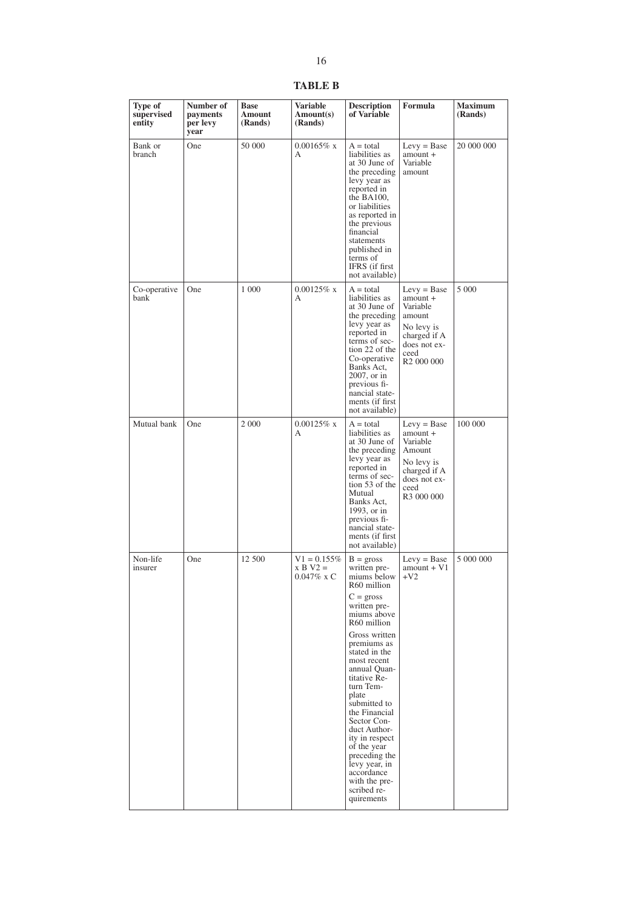**TABLE B**

| Type of supervised entity | Number of payments per levy year | Base Amount (Rands) | Variable Amount(s) (Rands) | Description of Variable | Formula | Maximum (Rands) |
|---|---|---|---|---|---|---|
| Bank or branch | One | 50 000 | 0.00165% x A | A = total liabilities as at 30 June of the preceding levy year as reported in the BA100, or liabilities as reported in the previous financial statements published in terms of IFRS (if first not available) | Levy = Base amount + Variable amount | 20 000 000 |
| Co-operative bank | One | 1 000 | 0.00125% x A | A = total liabilities as at 30 June of the preceding levy year as reported in terms of section 22 of the Co-operative Banks Act, 2007, or in previous financial statements (if first not available) | Levy = Base amount + Variable amount<br>No levy is charged if A does not exceed R2 000 000 | 5 000 |
| Mutual bank | One | 2 000 | 0.00125% x A | A = total liabilities as at 30 June of the preceding levy year as reported in terms of section 53 of the Mutual Banks Act, 1993, or in previous financial statements (if first not available) | Levy = Base amount + Variable Amount<br>No levy is charged if A does not exceed R3 000 000 | 100 000 |
| Non-life insurer | One | 12 500 | V1 = 0.155% x B V2 = 0.047% x C | B = gross written premiums below R60 million<br>C = gross written premiums above R60 million<br>Gross written premiums as stated in the most recent annual Quantitative Return Template submitted to the Financial Sector Conduct Authority in respect of the year preceding the levy year, in accordance with the prescribed requirements | Levy = Base amount + V1 +V2 | 5 000 000 |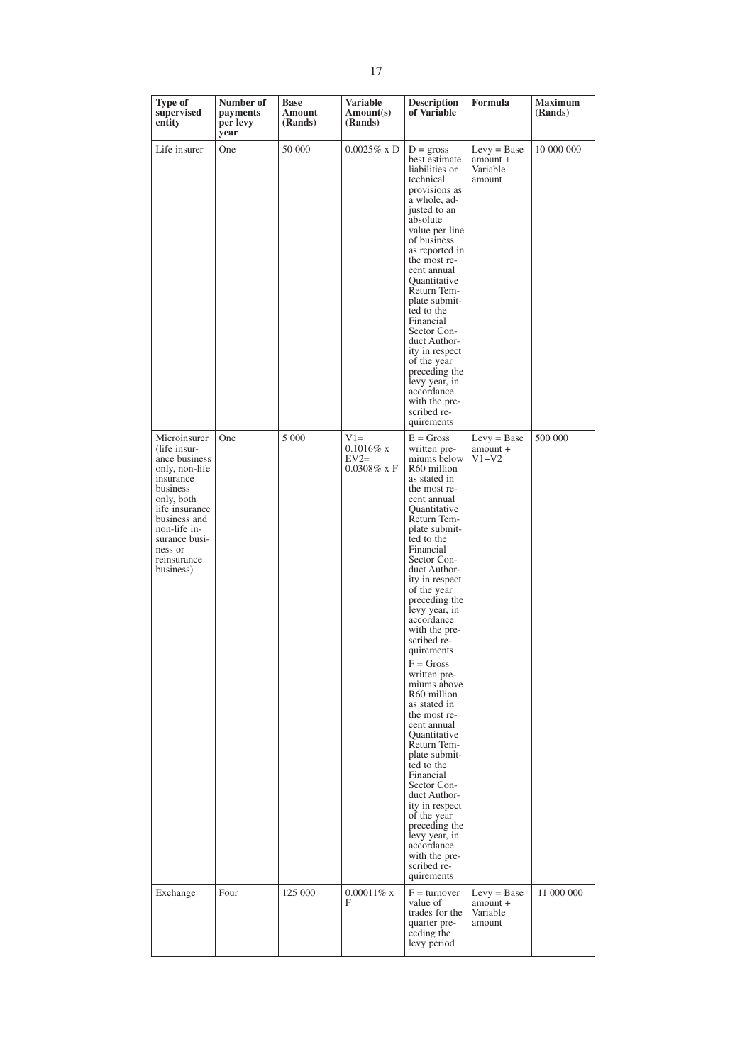| Type of supervised entity | Number of payments per levy year | Base Amount (Rands) | Variable Amount(s) (Rands) | Description of Variable | Formula | Maximum (Rands) |
|---|---|---|---|---|---|---|
| Life insurer | One | 50 000 | 0.0025% x D | D = gross best estimate liabilities or technical provisions as a whole, adjusted to an absolute value per line of business as reported in the most recent annual Quantitative Return Template submitted to the Financial Sector Conduct Authority in respect of the year preceding the levy year, in accordance with the prescribed requirements | Levy = Base amount + Variable amount | 10 000 000 |
| Microinsurer (life insurance business only, non-life insurance business only, both life insurance business and non-life insurance business or reinsurance business) | One | 5 000 | V1= 0.1016% x EV2= 0.0308% x F | E = Gross written premiums below R60 million as stated in the most recent annual Quantitative Return Template submitted to the Financial Sector Conduct Authority in respect of the year preceding the levy year, in accordance with the prescribed requirements<br>F = Gross written premiums above R60 million as stated in the most recent annual Quantitative Return Template submitted to the Financial Sector Conduct Authority in respect of the year preceding the levy year, in accordance with the prescribed requirements | Levy = Base amount + V1+V2 | 500 000 |
| Exchange | Four | 125 000 | 0.00011% x F | F = turnover value of trades for the quarter preceding the levy period | Levy = Base amount + Variable amount | 11 000 000 |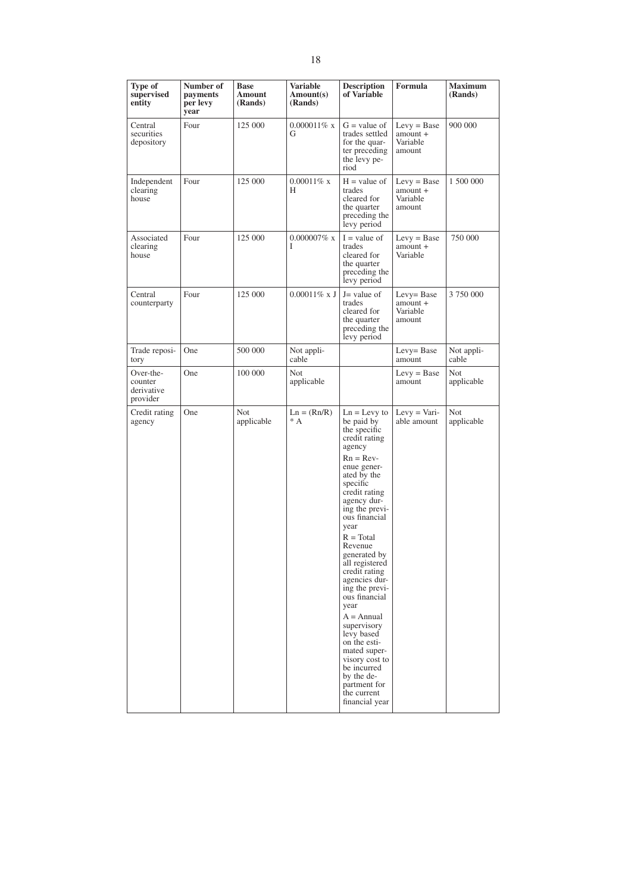| Type of supervised entity | Number of payments per levy year | Base Amount (Rands) | Variable Amount(s) (Rands) | Description of Variable | Formula | Maximum (Rands) |
|---|---|---|---|---|---|---|
| Central securities depository | Four | 125 000 | 0.000011% x G | G = value of trades settled for the quarter preceding the levy period | Levy = Base amount + Variable amount | 900 000 |
| Independent clearing house | Four | 125 000 | 0.00011% x H | H = value of trades cleared for the quarter preceding the levy period | Levy = Base amount + Variable amount | 1 500 000 |
| Associated clearing house | Four | 125 000 | 0.000007% x I | I = value of trades cleared for the quarter preceding the levy period | Levy = Base amount + Variable | 750 000 |
| Central counterparty | Four | 125 000 | 0.00011% x J | J= value of trades cleared for the quarter preceding the levy period | Levy= Base amount + Variable amount | 3 750 000 |
| Trade repository | One | 500 000 | Not applicable | | Levy= Base amount | Not applicable |
| Over-the-counter derivative provider | One | 100 000 | Not applicable | | Levy = Base amount | Not applicable |
| Credit rating agency | One | Not applicable | $Ln = (Rn/R) * A$ | $Ln$ = Levy to be paid by the specific credit rating agency<br>$Rn$ = Revenue generated by the specific credit rating agency during the previous financial year<br>$R$ = Total Revenue generated by all registered credit rating agencies during the previous financial year<br>$A$ = Annual supervisory levy based on the estimated supervisory cost to be incurred by the department for the current financial year | Levy = Variable amount | Not applicable |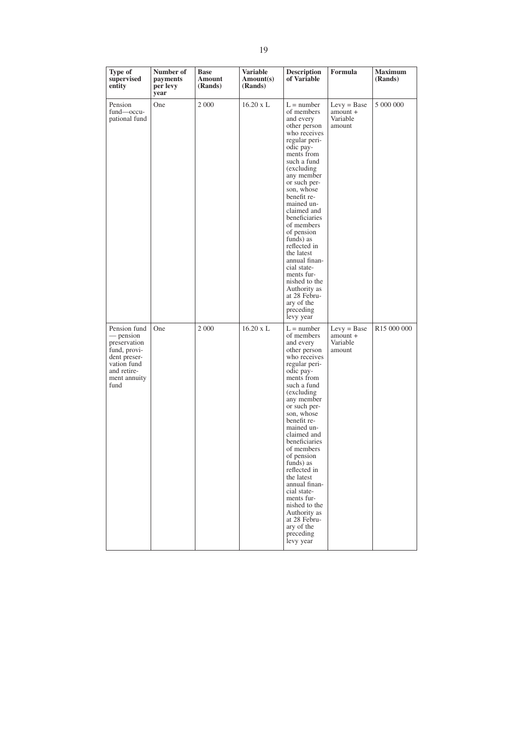| Type of supervised entity | Number of payments per levy year | Base Amount (Rands) | Variable Amount(s) (Rands) | Description of Variable | Formula | Maximum (Rands) |
|---|---|---|---|---|---|---|
| Pension fund—occupational fund | One | 2 000 | 16.20 x L | L = number of members and every other person who receives regular periodic payments from such a fund (excluding any member or such person, whose benefit remained unclaimed and beneficiaries of members of pension funds) as reflected in the latest annual financial statements furnished to the Authority as at 28 February of the preceding levy year | Levy = Base amount + Variable amount | 5 000 000 |
| Pension fund — pension preservation fund, provident preservation fund and retirement annuity fund | One | 2 000 | 16.20 x L | L = number of members and every other person who receives regular periodic payments from such a fund (excluding any member or such person, whose benefit remained unclaimed and beneficiaries of members of pension funds) as reflected in the latest annual financial statements furnished to the Authority as at 28 February of the preceding levy year | Levy = Base amount + Variable amount | R15 000 000 |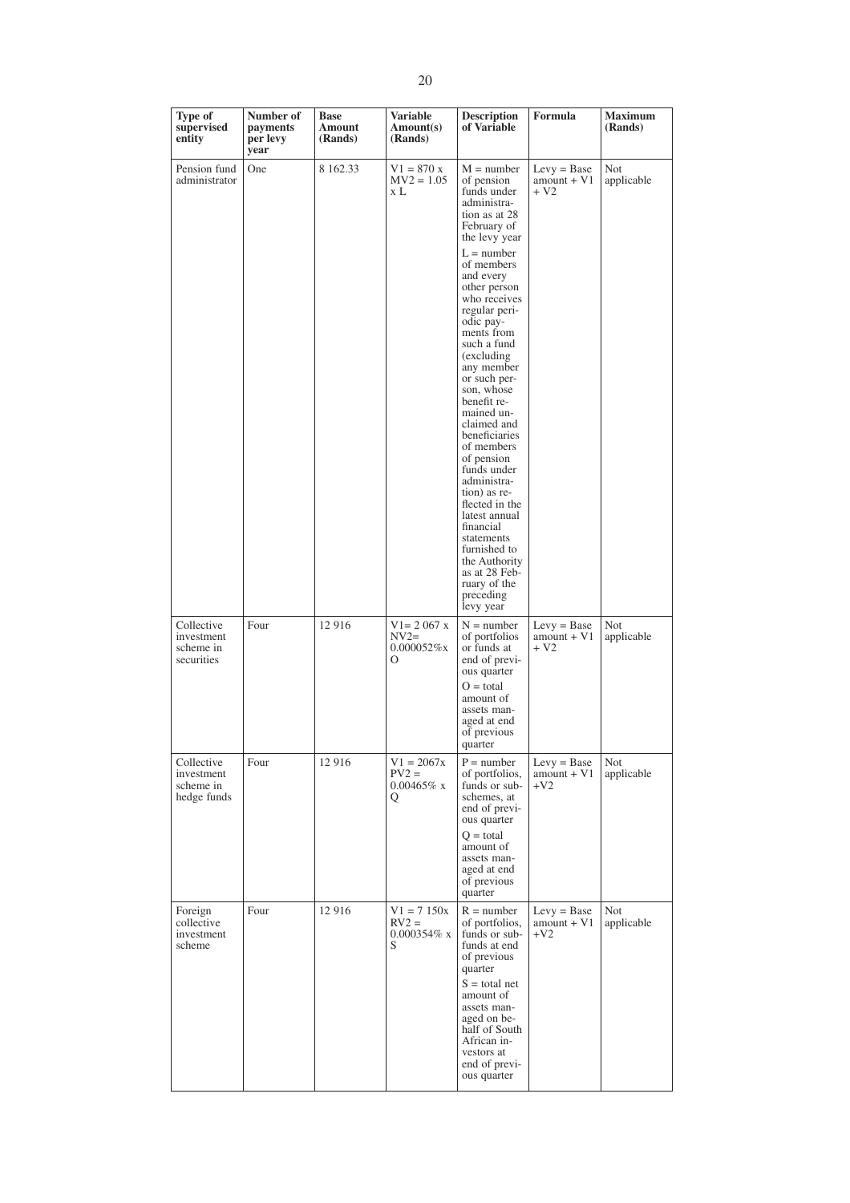| Type of supervised entity | Number of payments per levy year | Base Amount (Rands) | Variable Amount(s) (Rands) | Description of Variable | Formula | Maximum (Rands) |
|---|---|---|---|---|---|---|
| Pension fund administrator | One | 8 162.33 | V1 = 870 x MV2 = 1.05 x L | M = number of pension funds under administration as at 28 February of the levy year<br>L = number of members and every other person who receives regular periodic payments from such a fund (excluding any member or such person, whose benefit remained unclaimed and beneficiaries of members of pension funds under administration) as reflected in the latest annual financial statements furnished to the Authority as at 28 February of the preceding levy year | Levy = Base amount + V1 + V2 | Not applicable |
| Collective investment scheme in securities | Four | 12 916 | V1= 2 067 x NV2= 0.000052%x O | N = number of portfolios or funds at end of previous quarter<br>O = total amount of assets managed at end of previous quarter | Levy = Base amount + V1 + V2 | Not applicable |
| Collective investment scheme in hedge funds | Four | 12 916 | V1 = 2067x PV2 = 0.00465% x Q | P = number of portfolios, funds or sub-schemes, at end of previous quarter<br>Q = total amount of assets managed at end of previous quarter | Levy = Base amount + V1 +V2 | Not applicable |
| Foreign collective investment scheme | Four | 12 916 | V1 = 7 150x RV2 = 0.000354% x S | R = number of portfolios, funds or sub-funds at end of previous quarter<br>S = total net amount of assets managed on behalf of South African investors at end of previous quarter | Levy = Base amount + V1 +V2 | Not applicable |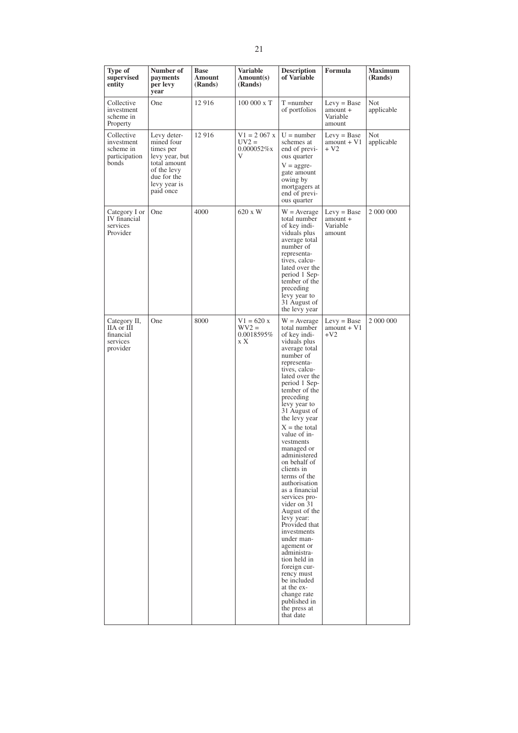| Type of supervised entity | Number of payments per levy year | Base Amount (Rands) | Variable Amount(s) (Rands) | Description of Variable | Formula | Maximum (Rands) |
|---|---|---|---|---|---|---|
| Collective investment scheme in Property | One | 12 916 | 100 000 x T | T =number of portfolios | Levy = Base amount + Variable amount | Not applicable |
| Collective investment scheme in participation bonds | Levy determined four times per levy year, but total amount of the levy due for the levy year is paid once | 12 916 | V1 = 2 067 x UV2 = 0.000052%x V | U = number schemes at end of previous quarter V = aggregate amount owing by mortgagers at end of previous quarter | Levy = Base amount + V1 + V2 | Not applicable |
| Category I or IV financial services Provider | One | 4000 | 620 x W | W = Average total number of key individuals plus average total number of representatives, calculated over the period 1 September of the preceding levy year to 31 August of the levy year | Levy = Base amount + Variable amount | 2 000 000 |
| Category II, IIA or III financial services provider | One | 8000 | V1 = 620 x WV2 = 0.0018595% x X | W = Average total number of key individuals plus average total number of representatives, calculated over the period 1 September of the preceding levy year to 31 August of the levy year X = the total value of investments managed or administered on behalf of clients in terms of the authorisation as a financial services provider on 31 August of the levy year: Provided that investments under management or administration held in foreign currency must be included at the exchange rate published in the press at that date | Levy = Base amount + V1 +V2 | 2 000 000 |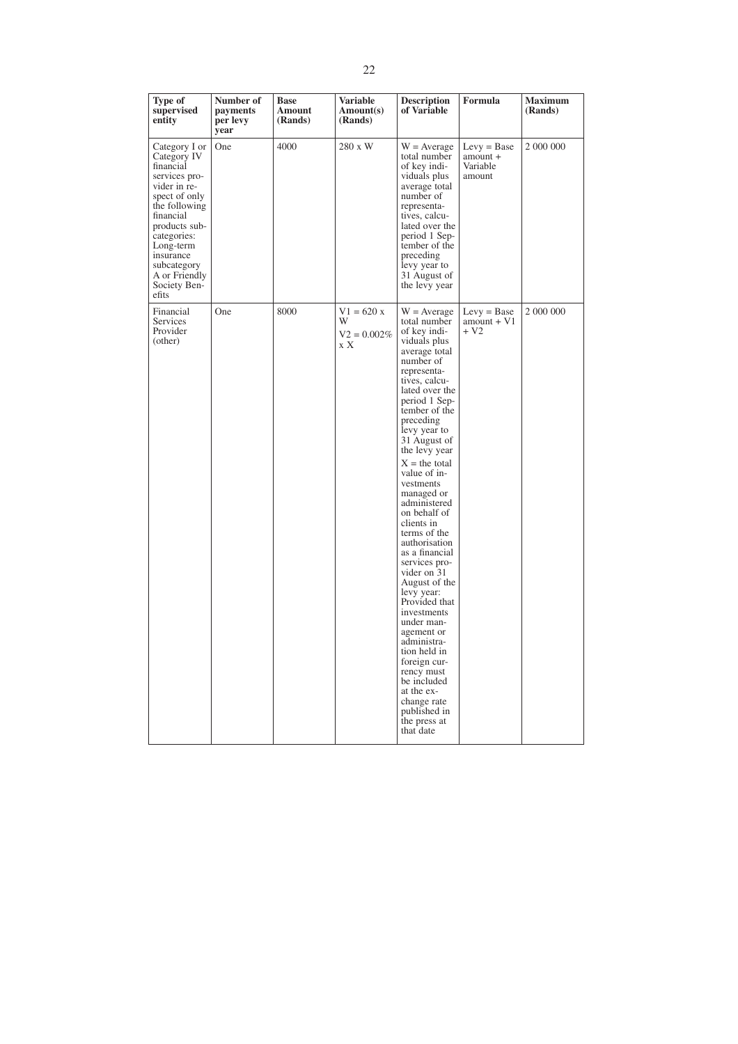| Type of supervised entity | Number of payments per levy year | Base Amount (Rands) | Variable Amount(s) (Rands) | Description of Variable | Formula | Maximum (Rands) |
|---|---|---|---|---|---|---|
| Category I or Category IV financial services provider in respect of only the following financial products subcategories: Long-term insurance subcategory A or Friendly Society Benefits | One | 4000 | 280 x W | W = Average total number of key individuals plus average total number of representatives, calculated over the period 1 September of the preceding levy year to 31 August of the levy year | Levy = Base amount + Variable amount | 2 000 000 |
| Financial Services Provider (other) | One | 8000 | V1 = 620 x W<br>V2 = 0.002% x X | W = Average total number of key individuals plus average total number of representatives, calculated over the period 1 September of the preceding levy year to 31 August of the levy year<br>X = the total value of investments managed or administered on behalf of clients in terms of the authorisation as a financial services provider on 31 August of the levy year: Provided that investments under management or administration held in foreign currency must be included at the exchange rate published in the press at that date | Levy = Base amount + V1 + V2 | 2 000 000 |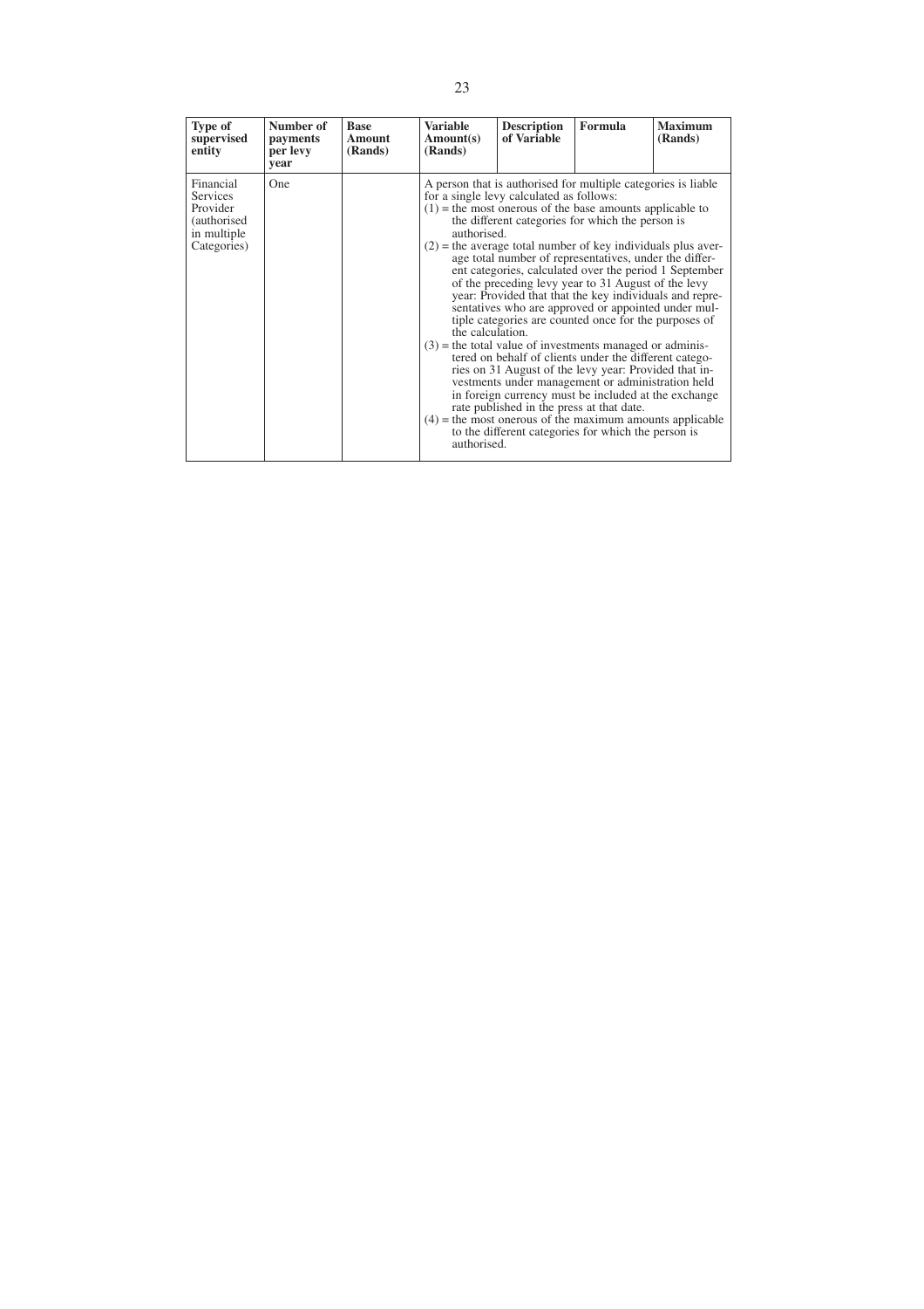| Type of supervised entity | Number of payments per levy year | Base Amount (Rands) | Variable Amount(s) (Rands) | Description of Variable | Formula | Maximum (Rands) |
|---|---|---|---|---|---|---|
| Financial Services Provider (authorised in multiple Categories) | One | | A person that is authorised for multiple categories is liable for a single levy calculated as follows:<br>(1) = the most onerous of the base amounts applicable to the different categories for which the person is authorised.<br>(2) = the average total number of key individuals plus average total number of representatives, under the different categories, calculated over the period 1 September of the preceding levy year to 31 August of the levy year: Provided that that the key individuals and representatives who are approved or appointed under multiple categories are counted once for the purposes of the calculation.<br>(3) = the total value of investments managed or administered on behalf of clients under the different categories on 31 August of the levy year: Provided that investments under management or administration held in foreign currency must be included at the exchange rate published in the press at that date.<br>(4) = the most onerous of the maximum amounts applicable to the different categories for which the person is authorised. | | | |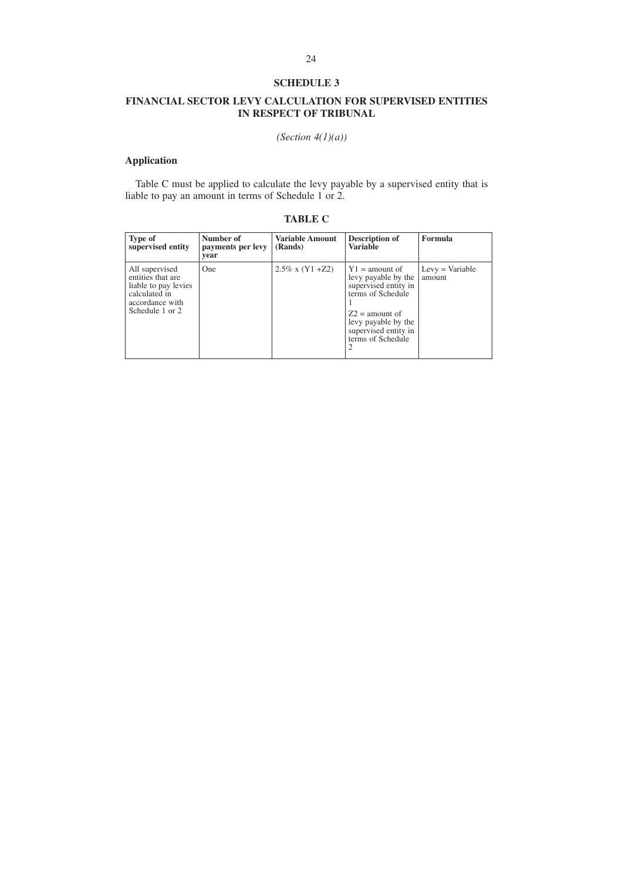## SCHEDULE 3

## FINANCIAL SECTOR LEVY CALCULATION FOR SUPERVISED ENTITIES IN RESPECT OF TRIBUNAL

*(Section 4(1)(a))*

### Application

Table C must be applied to calculate the levy payable by a supervised entity that is liable to pay an amount in terms of Schedule 1 or 2.

**TABLE C**

| Type of supervised entity | Number of payments per levy year | Variable Amount (Rands) | Description of Variable | Formula |
|---|---|---|---|---|
| All supervised entities that are liable to pay levies calculated in accordance with Schedule 1 or 2 | One | 2.5% x (Y1 +Z2) | Y1 = amount of levy payable by the supervised entity in terms of Schedule 1<br>Z2 = amount of levy payable by the supervised entity in terms of Schedule 2 | Levy = Variable amount |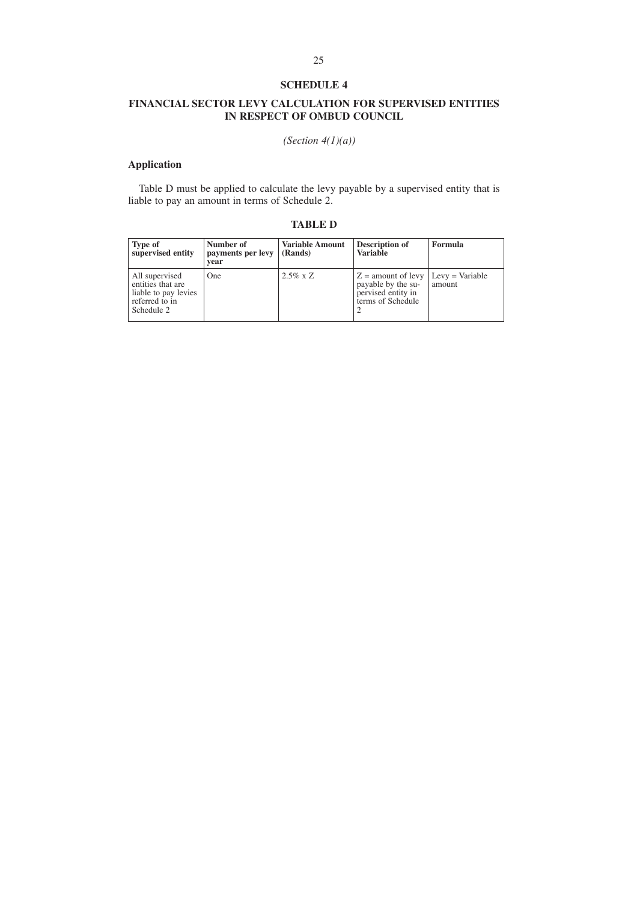## SCHEDULE 4

## FINANCIAL SECTOR LEVY CALCULATION FOR SUPERVISED ENTITIES IN RESPECT OF OMBUD COUNCIL

*(Section 4(1)(a))*

### Application

Table D must be applied to calculate the levy payable by a supervised entity that is liable to pay an amount in terms of Schedule 2.

**TABLE D**

| Type of supervised entity | Number of payments per levy year | Variable Amount (Rands) | Description of Variable | Formula |
|---|---|---|---|---|
| All supervised entities that are liable to pay levies referred to in Schedule 2 | One | 2.5% x Z | Z = amount of levy payable by the supervised entity in terms of Schedule 2 | Levy = Variable amount |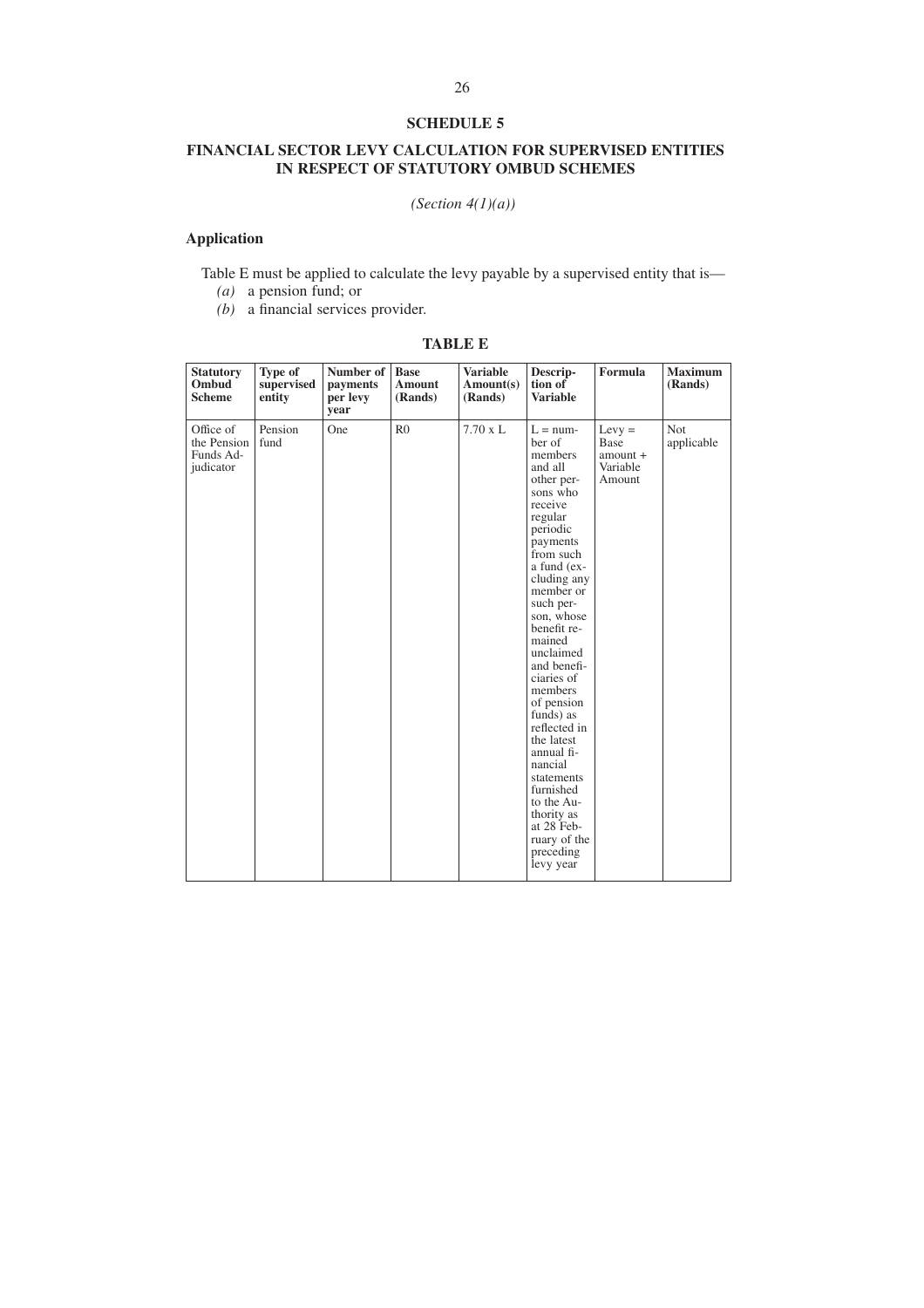# SCHEDULE 5

## FINANCIAL SECTOR LEVY CALCULATION FOR SUPERVISED ENTITIES IN RESPECT OF STATUTORY OMBUD SCHEMES

*(Section 4(1)(a))*

### Application

Table E must be applied to calculate the levy payable by a supervised entity that is—

*(a)* a pension fund; or

*(b)* a financial services provider.

**TABLE E**

| Statutory Ombud Scheme | Type of supervised entity | Number of payments per levy year | Base Amount (Rands) | Variable Amount(s) (Rands) | Description of Variable | Formula | Maximum (Rands) |
|---|---|---|---|---|---|---|---|
| Office of the Pension Funds Adjudicator | Pension fund | One | R0 | 7.70 x L | L = number of members and all other persons who receive regular periodic payments from such a fund (excluding any member or such person, whose benefit remained unclaimed and beneficiaries of members of pension funds) as reflected in the latest annual financial statements furnished to the Authority as at 28 February of the preceding levy year | Levy = Base amount + Variable Amount | Not applicable |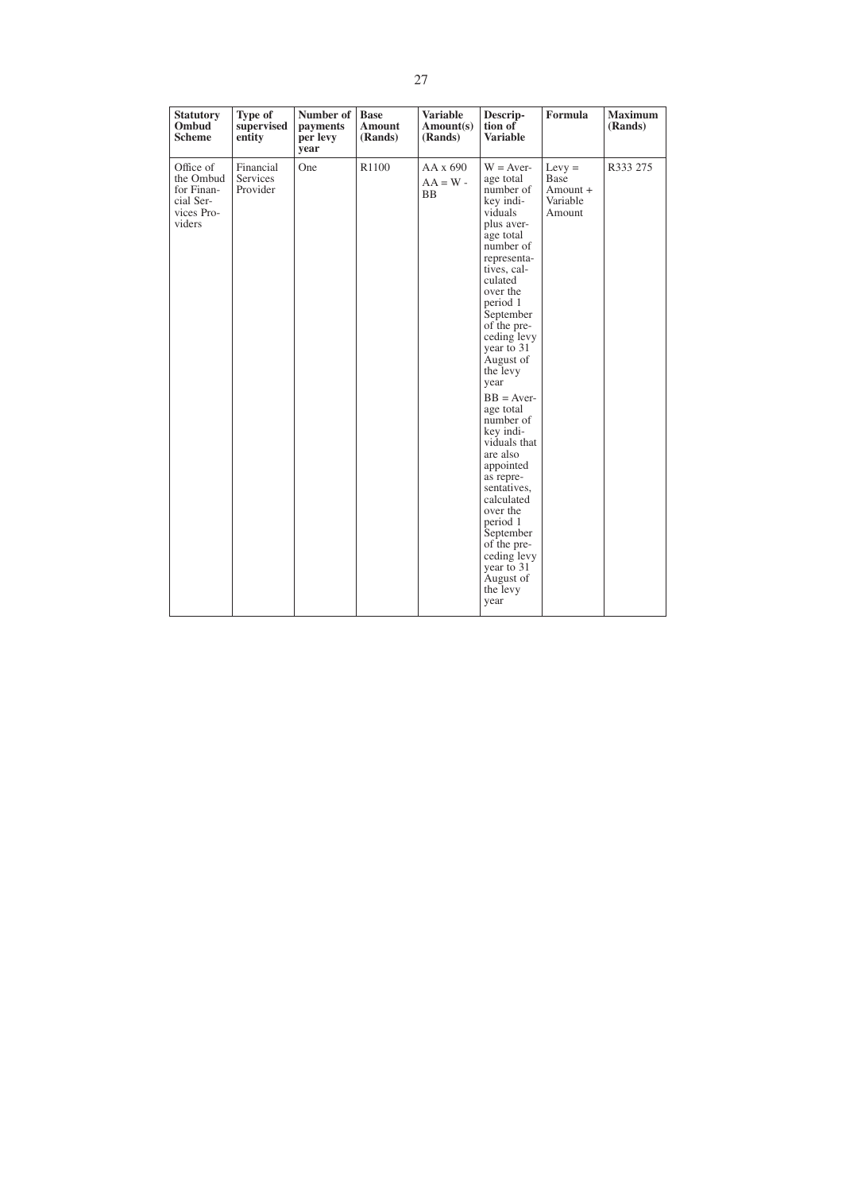| **Statutory Ombud Scheme** | **Type of supervised entity** | **Number of payments per levy year** | **Base Amount (Rands)** | **Variable Amount(s) (Rands)** | **Description of Variable** | **Formula** | **Maximum (Rands)** |
|---|---|---|---|---|---|---|---|
| Office of the Ombud for Financial Services Providers | Financial Services Provider | One | R1100 | AA x 690<br>AA = W - BB | W = Average total number of key individuals plus average total number of representatives, calculated over the period 1 September of the preceding levy year to 31 August of the levy year<br>BB = Average total number of key individuals that are also appointed as representatives, calculated over the period 1 September of the preceding levy year to 31 August of the levy year | Levy = Base Amount + Variable Amount | R333 275 |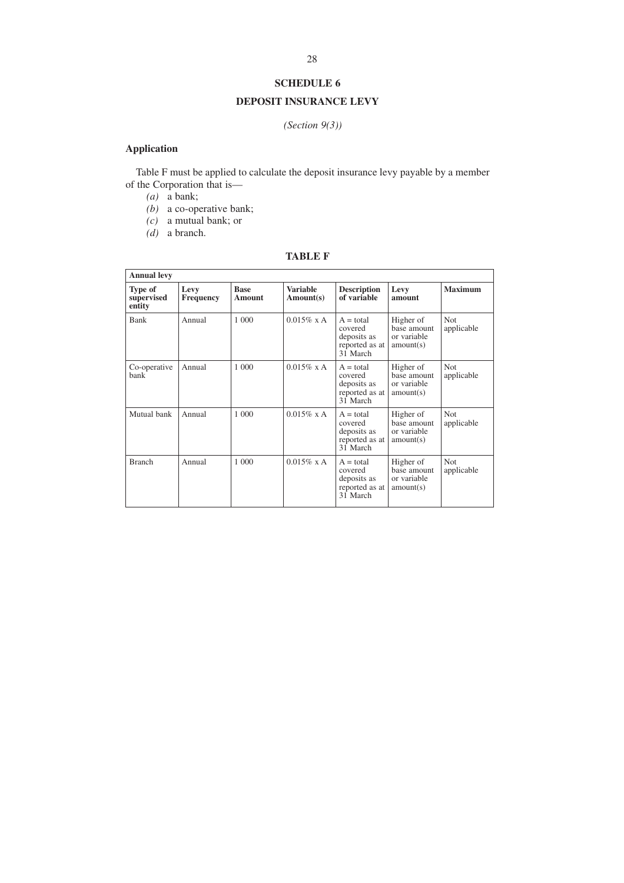## SCHEDULE 6

## DEPOSIT INSURANCE LEVY

*(Section 9(3))*

### Application

Table F must be applied to calculate the deposit insurance levy payable by a member of the Corporation that is—

*(a)* a bank;
*(b)* a co-operative bank;
*(c)* a mutual bank; or
*(d)* a branch.

**TABLE F**

| **Annual levy** | | | | | | |
|---|---|---|---|---|---|---|
| **Type of supervised entity** | **Levy Frequency** | **Base Amount** | **Variable Amount(s)** | **Description of variable** | **Levy amount** | **Maximum** |
| Bank | Annual | 1 000 | 0.015% x A | A = total covered deposits as reported as at 31 March | Higher of base amount or variable amount(s) | Not applicable |
| Co-operative bank | Annual | 1 000 | 0.015% x A | A = total covered deposits as reported as at 31 March | Higher of base amount or variable amount(s) | Not applicable |
| Mutual bank | Annual | 1 000 | 0.015% x A | A = total covered deposits as reported as at 31 March | Higher of base amount or variable amount(s) | Not applicable |
| Branch | Annual | 1 000 | 0.015% x A | A = total covered deposits as reported as at 31 March | Higher of base amount or variable amount(s) | Not applicable |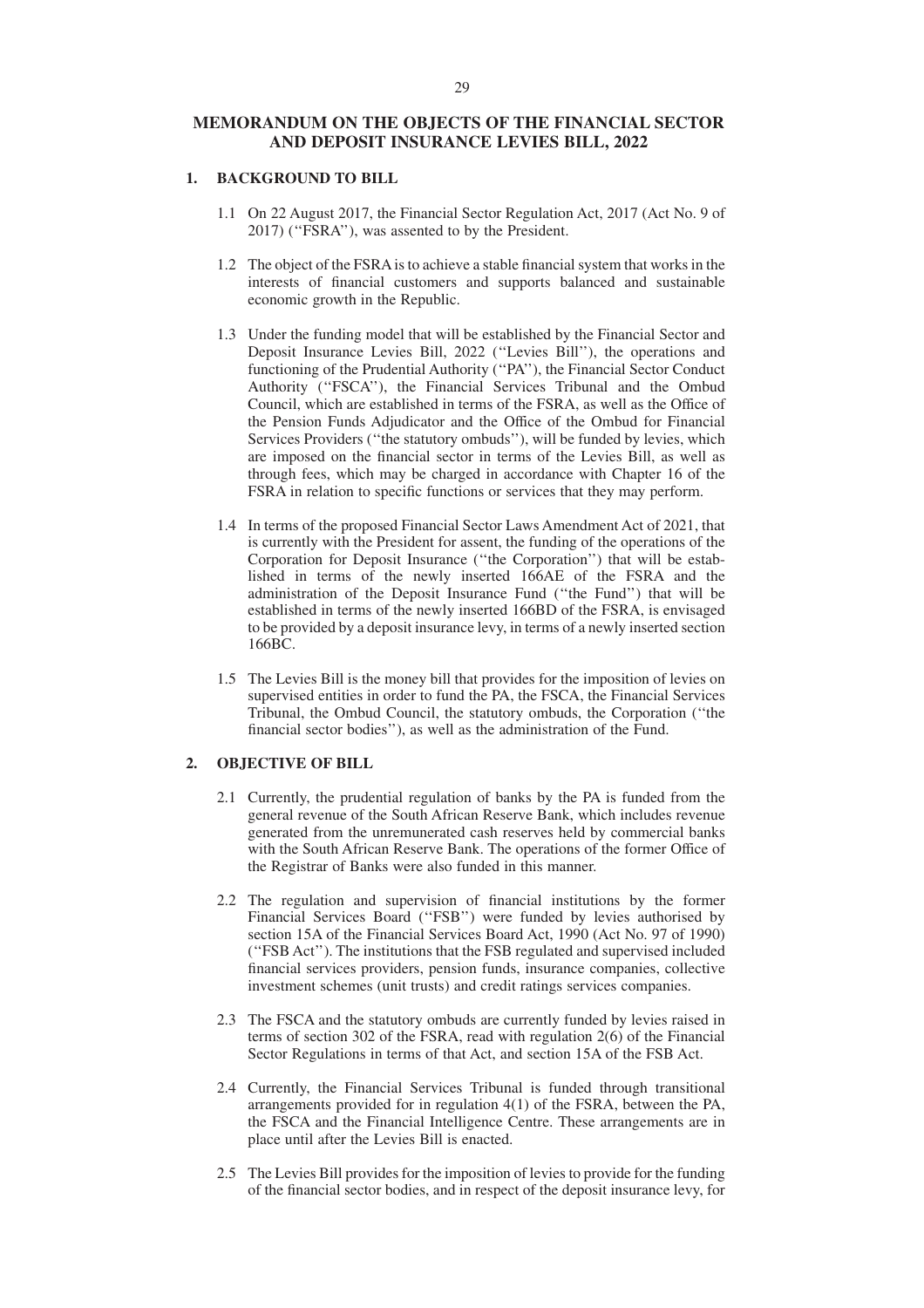# MEMORANDUM ON THE OBJECTS OF THE FINANCIAL SECTOR AND DEPOSIT INSURANCE LEVIES BILL, 2022

## 1. BACKGROUND TO BILL

1.1 On 22 August 2017, the Financial Sector Regulation Act, 2017 (Act No. 9 of 2017) (''FSRA''), was assented to by the President.

1.2 The object of the FSRA is to achieve a stable financial system that works in the interests of financial customers and supports balanced and sustainable economic growth in the Republic.

1.3 Under the funding model that will be established by the Financial Sector and Deposit Insurance Levies Bill, 2022 (''Levies Bill''), the operations and functioning of the Prudential Authority (''PA''), the Financial Sector Conduct Authority (''FSCA''), the Financial Services Tribunal and the Ombud Council, which are established in terms of the FSRA, as well as the Office of the Pension Funds Adjudicator and the Office of the Ombud for Financial Services Providers (''the statutory ombuds''), will be funded by levies, which are imposed on the financial sector in terms of the Levies Bill, as well as through fees, which may be charged in accordance with Chapter 16 of the FSRA in relation to specific functions or services that they may perform.

1.4 In terms of the proposed Financial Sector Laws Amendment Act of 2021, that is currently with the President for assent, the funding of the operations of the Corporation for Deposit Insurance (''the Corporation'') that will be established in terms of the newly inserted 166AE of the FSRA and the administration of the Deposit Insurance Fund (''the Fund'') that will be established in terms of the newly inserted 166BD of the FSRA, is envisaged to be provided by a deposit insurance levy, in terms of a newly inserted section 166BC.

1.5 The Levies Bill is the money bill that provides for the imposition of levies on supervised entities in order to fund the PA, the FSCA, the Financial Services Tribunal, the Ombud Council, the statutory ombuds, the Corporation (''the financial sector bodies''), as well as the administration of the Fund.

## 2. OBJECTIVE OF BILL

2.1 Currently, the prudential regulation of banks by the PA is funded from the general revenue of the South African Reserve Bank, which includes revenue generated from the unremunerated cash reserves held by commercial banks with the South African Reserve Bank. The operations of the former Office of the Registrar of Banks were also funded in this manner.

2.2 The regulation and supervision of financial institutions by the former Financial Services Board (''FSB'') were funded by levies authorised by section 15A of the Financial Services Board Act, 1990 (Act No. 97 of 1990) (''FSB Act''). The institutions that the FSB regulated and supervised included financial services providers, pension funds, insurance companies, collective investment schemes (unit trusts) and credit ratings services companies.

2.3 The FSCA and the statutory ombuds are currently funded by levies raised in terms of section 302 of the FSRA, read with regulation 2(6) of the Financial Sector Regulations in terms of that Act, and section 15A of the FSB Act.

2.4 Currently, the Financial Services Tribunal is funded through transitional arrangements provided for in regulation 4(1) of the FSRA, between the PA, the FSCA and the Financial Intelligence Centre. These arrangements are in place until after the Levies Bill is enacted.

2.5 The Levies Bill provides for the imposition of levies to provide for the funding of the financial sector bodies, and in respect of the deposit insurance levy, for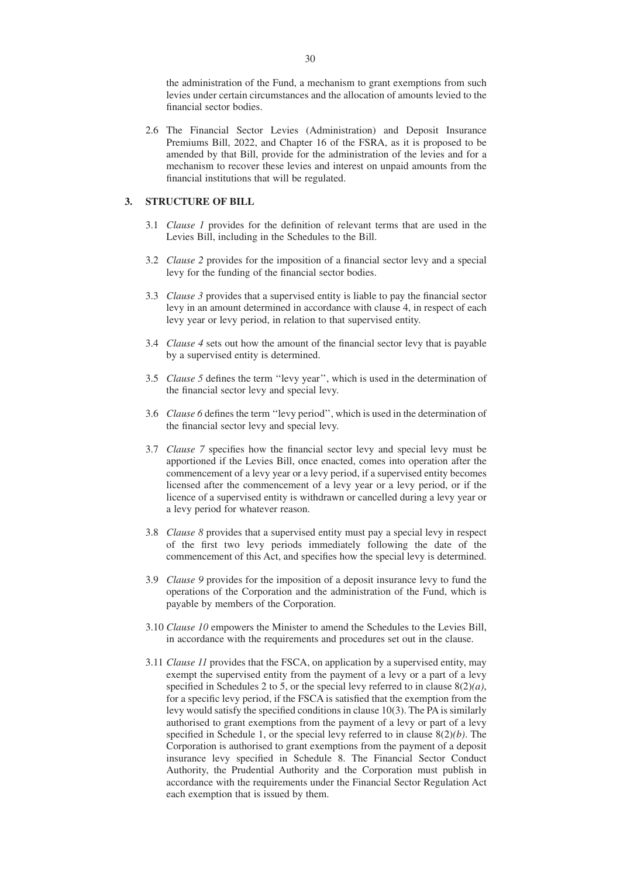the administration of the Fund, a mechanism to grant exemptions from such levies under certain circumstances and the allocation of amounts levied to the financial sector bodies.

2.6 The Financial Sector Levies (Administration) and Deposit Insurance Premiums Bill, 2022, and Chapter 16 of the FSRA, as it is proposed to be amended by that Bill, provide for the administration of the levies and for a mechanism to recover these levies and interest on unpaid amounts from the financial institutions that will be regulated.

## 3. STRUCTURE OF BILL

3.1 *Clause 1* provides for the definition of relevant terms that are used in the Levies Bill, including in the Schedules to the Bill.

3.2 *Clause 2* provides for the imposition of a financial sector levy and a special levy for the funding of the financial sector bodies.

3.3 *Clause 3* provides that a supervised entity is liable to pay the financial sector levy in an amount determined in accordance with clause 4, in respect of each levy year or levy period, in relation to that supervised entity.

3.4 *Clause 4* sets out how the amount of the financial sector levy that is payable by a supervised entity is determined.

3.5 *Clause 5* defines the term ''levy year'', which is used in the determination of the financial sector levy and special levy.

3.6 *Clause 6* defines the term ''levy period'', which is used in the determination of the financial sector levy and special levy.

3.7 *Clause 7* specifies how the financial sector levy and special levy must be apportioned if the Levies Bill, once enacted, comes into operation after the commencement of a levy year or a levy period, if a supervised entity becomes licensed after the commencement of a levy year or a levy period, or if the licence of a supervised entity is withdrawn or cancelled during a levy year or a levy period for whatever reason.

3.8 *Clause 8* provides that a supervised entity must pay a special levy in respect of the first two levy periods immediately following the date of the commencement of this Act, and specifies how the special levy is determined.

3.9 *Clause 9* provides for the imposition of a deposit insurance levy to fund the operations of the Corporation and the administration of the Fund, which is payable by members of the Corporation.

3.10 *Clause 10* empowers the Minister to amend the Schedules to the Levies Bill, in accordance with the requirements and procedures set out in the clause.

3.11 *Clause 11* provides that the FSCA, on application by a supervised entity, may exempt the supervised entity from the payment of a levy or a part of a levy specified in Schedules 2 to 5, or the special levy referred to in clause 8(2)*(a)*, for a specific levy period, if the FSCA is satisfied that the exemption from the levy would satisfy the specified conditions in clause 10(3). The PA is similarly authorised to grant exemptions from the payment of a levy or part of a levy specified in Schedule 1, or the special levy referred to in clause 8(2)*(b)*. The Corporation is authorised to grant exemptions from the payment of a deposit insurance levy specified in Schedule 8. The Financial Sector Conduct Authority, the Prudential Authority and the Corporation must publish in accordance with the requirements under the Financial Sector Regulation Act each exemption that is issued by them.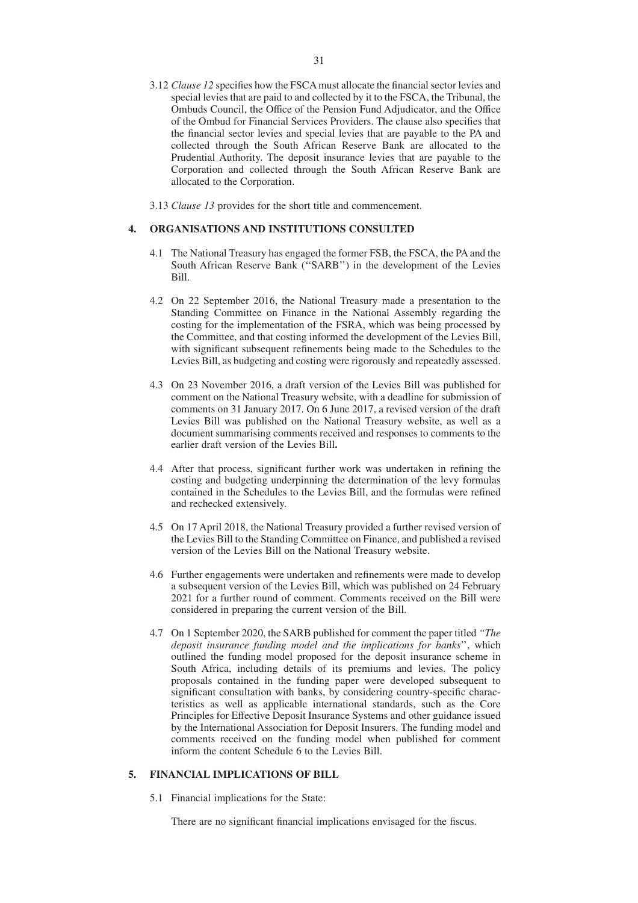3.12 *Clause 12* specifies how the FSCA must allocate the financial sector levies and special levies that are paid to and collected by it to the FSCA, the Tribunal, the Ombuds Council, the Office of the Pension Fund Adjudicator, and the Office of the Ombud for Financial Services Providers. The clause also specifies that the financial sector levies and special levies that are payable to the PA and collected through the South African Reserve Bank are allocated to the Prudential Authority. The deposit insurance levies that are payable to the Corporation and collected through the South African Reserve Bank are allocated to the Corporation.

3.13 *Clause 13* provides for the short title and commencement.

## 4. ORGANISATIONS AND INSTITUTIONS CONSULTED

4.1 The National Treasury has engaged the former FSB, the FSCA, the PA and the South African Reserve Bank (''SARB'') in the development of the Levies Bill.

4.2 On 22 September 2016, the National Treasury made a presentation to the Standing Committee on Finance in the National Assembly regarding the costing for the implementation of the FSRA, which was being processed by the Committee, and that costing informed the development of the Levies Bill, with significant subsequent refinements being made to the Schedules to the Levies Bill, as budgeting and costing were rigorously and repeatedly assessed.

4.3 On 23 November 2016, a draft version of the Levies Bill was published for comment on the National Treasury website, with a deadline for submission of comments on 31 January 2017. On 6 June 2017, a revised version of the draft Levies Bill was published on the National Treasury website, as well as a document summarising comments received and responses to comments to the earlier draft version of the Levies Bill**.**

4.4 After that process, significant further work was undertaken in refining the costing and budgeting underpinning the determination of the levy formulas contained in the Schedules to the Levies Bill, and the formulas were refined and rechecked extensively.

4.5 On 17 April 2018, the National Treasury provided a further revised version of the Levies Bill to the Standing Committee on Finance, and published a revised version of the Levies Bill on the National Treasury website.

4.6 Further engagements were undertaken and refinements were made to develop a subsequent version of the Levies Bill, which was published on 24 February 2021 for a further round of comment. Comments received on the Bill were considered in preparing the current version of the Bill.

4.7 On 1 September 2020, the SARB published for comment the paper titled *''The deposit insurance funding model and the implications for banks*'', which outlined the funding model proposed for the deposit insurance scheme in South Africa, including details of its premiums and levies. The policy proposals contained in the funding paper were developed subsequent to significant consultation with banks, by considering country-specific characteristics as well as applicable international standards, such as the Core Principles for Effective Deposit Insurance Systems and other guidance issued by the International Association for Deposit Insurers. The funding model and comments received on the funding model when published for comment inform the content Schedule 6 to the Levies Bill.

## 5. FINANCIAL IMPLICATIONS OF BILL

5.1 Financial implications for the State:

There are no significant financial implications envisaged for the fiscus.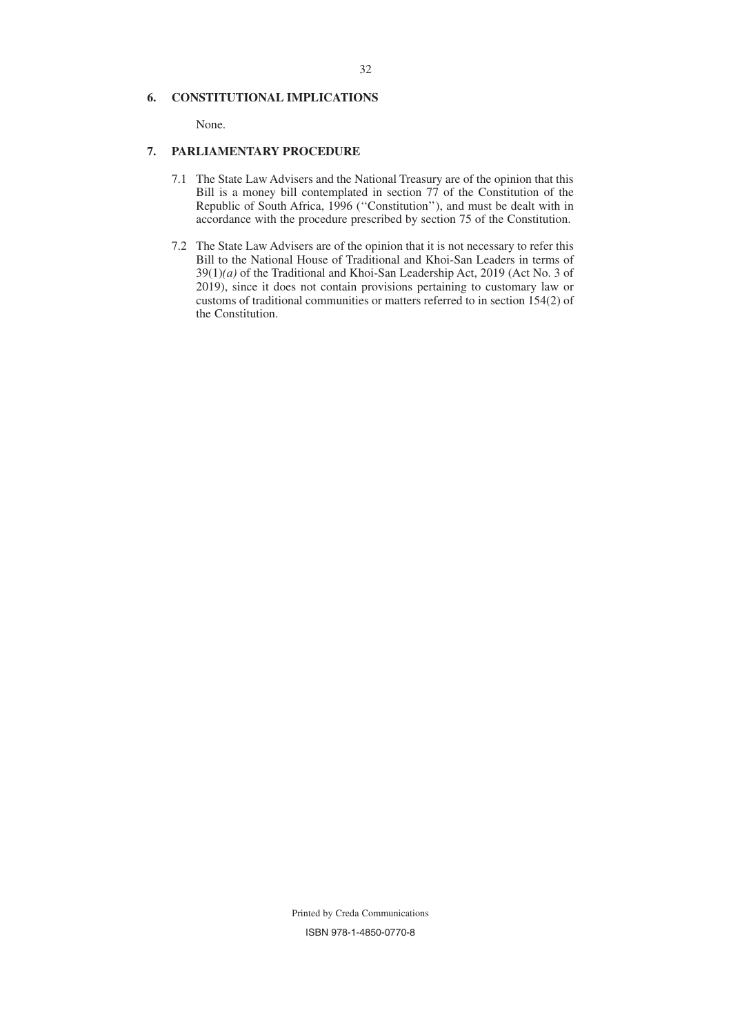## 6. CONSTITUTIONAL IMPLICATIONS

None.

## 7. PARLIAMENTARY PROCEDURE

7.1 The State Law Advisers and the National Treasury are of the opinion that this Bill is a money bill contemplated in section 77 of the Constitution of the Republic of South Africa, 1996 (''Constitution''), and must be dealt with in accordance with the procedure prescribed by section 75 of the Constitution.

7.2 The State Law Advisers are of the opinion that it is not necessary to refer this Bill to the National House of Traditional and Khoi-San Leaders in terms of 39(1)*(a)* of the Traditional and Khoi-San Leadership Act, 2019 (Act No. 3 of 2019), since it does not contain provisions pertaining to customary law or customs of traditional communities or matters referred to in section 154(2) of the Constitution.

Printed by Creda Communications

ISBN 978-1-4850-0770-8